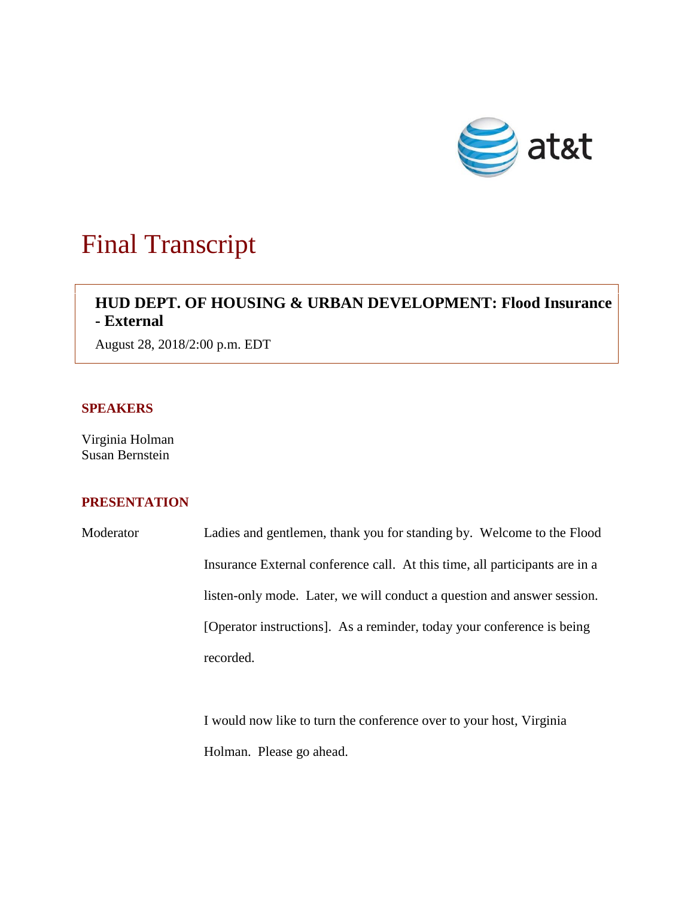# Final Transcript

**HUD DEPT. OF HOUSING & URBAN DEVELOPMENT: Flood Insurance - External**

August 28, 2018/2:00 p.m. EDT

## SPEAKERS

Virginia Holman
Susan Bernstein

## PRESENTATION

Moderator: Ladies and gentlemen, thank you for standing by. Welcome to the Flood Insurance External conference call. At this time, all participants are in a listen-only mode. Later, we will conduct a question and answer session. [Operator instructions]. As a reminder, today your conference is being recorded.

I would now like to turn the conference over to your host, Virginia Holman. Please go ahead.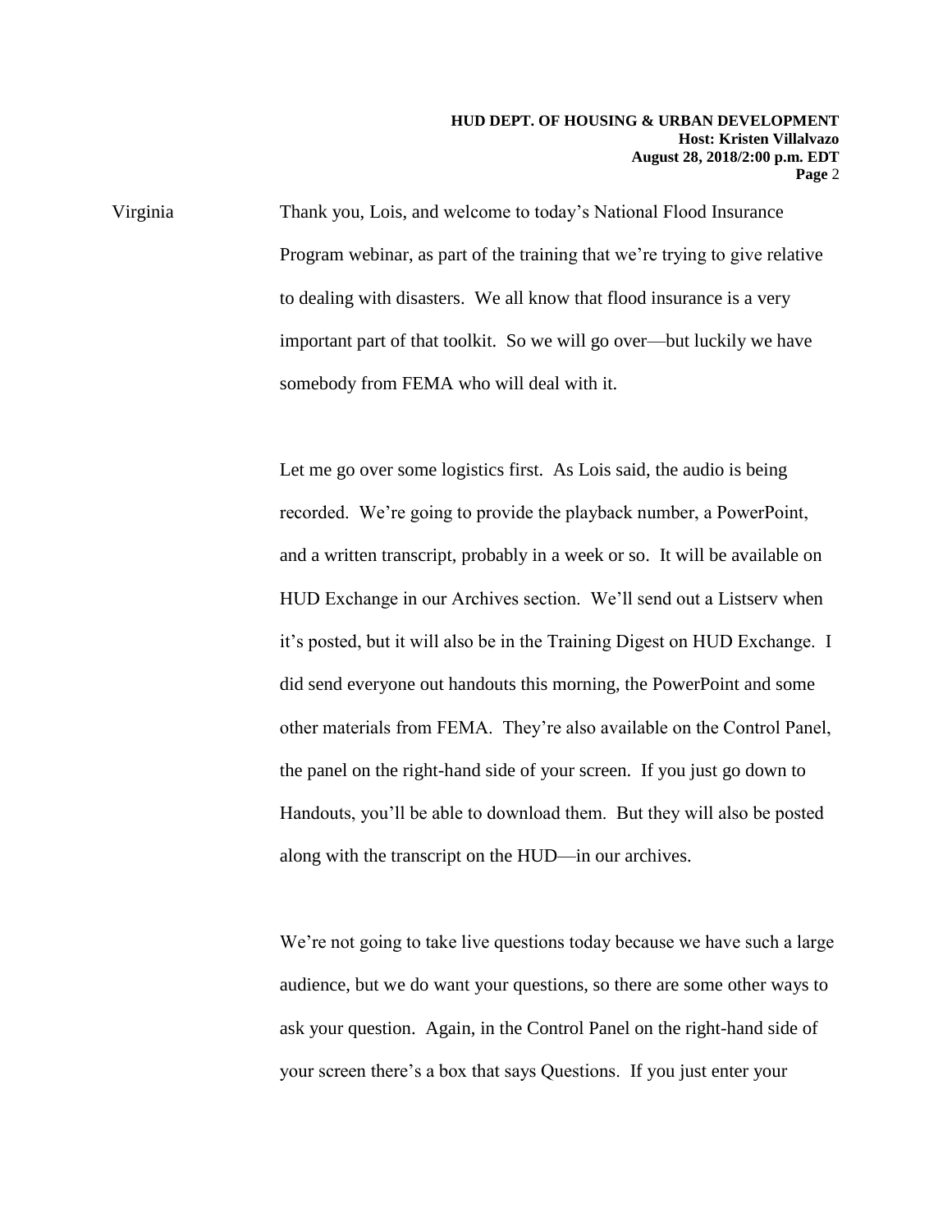Virginia: Thank you, Lois, and welcome to today's National Flood Insurance Program webinar, as part of the training that we're trying to give relative to dealing with disasters. We all know that flood insurance is a very important part of that toolkit. So we will go over—but luckily we have somebody from FEMA who will deal with it.

Let me go over some logistics first. As Lois said, the audio is being recorded. We're going to provide the playback number, a PowerPoint, and a written transcript, probably in a week or so. It will be available on HUD Exchange in our Archives section. We'll send out a Listserv when it's posted, but it will also be in the Training Digest on HUD Exchange. I did send everyone out handouts this morning, the PowerPoint and some other materials from FEMA. They're also available on the Control Panel, the panel on the right-hand side of your screen. If you just go down to Handouts, you'll be able to download them. But they will also be posted along with the transcript on the HUD—in our archives.

We're not going to take live questions today because we have such a large audience, but we do want your questions, so there are some other ways to ask your question. Again, in the Control Panel on the right-hand side of your screen there's a box that says Questions. If you just enter your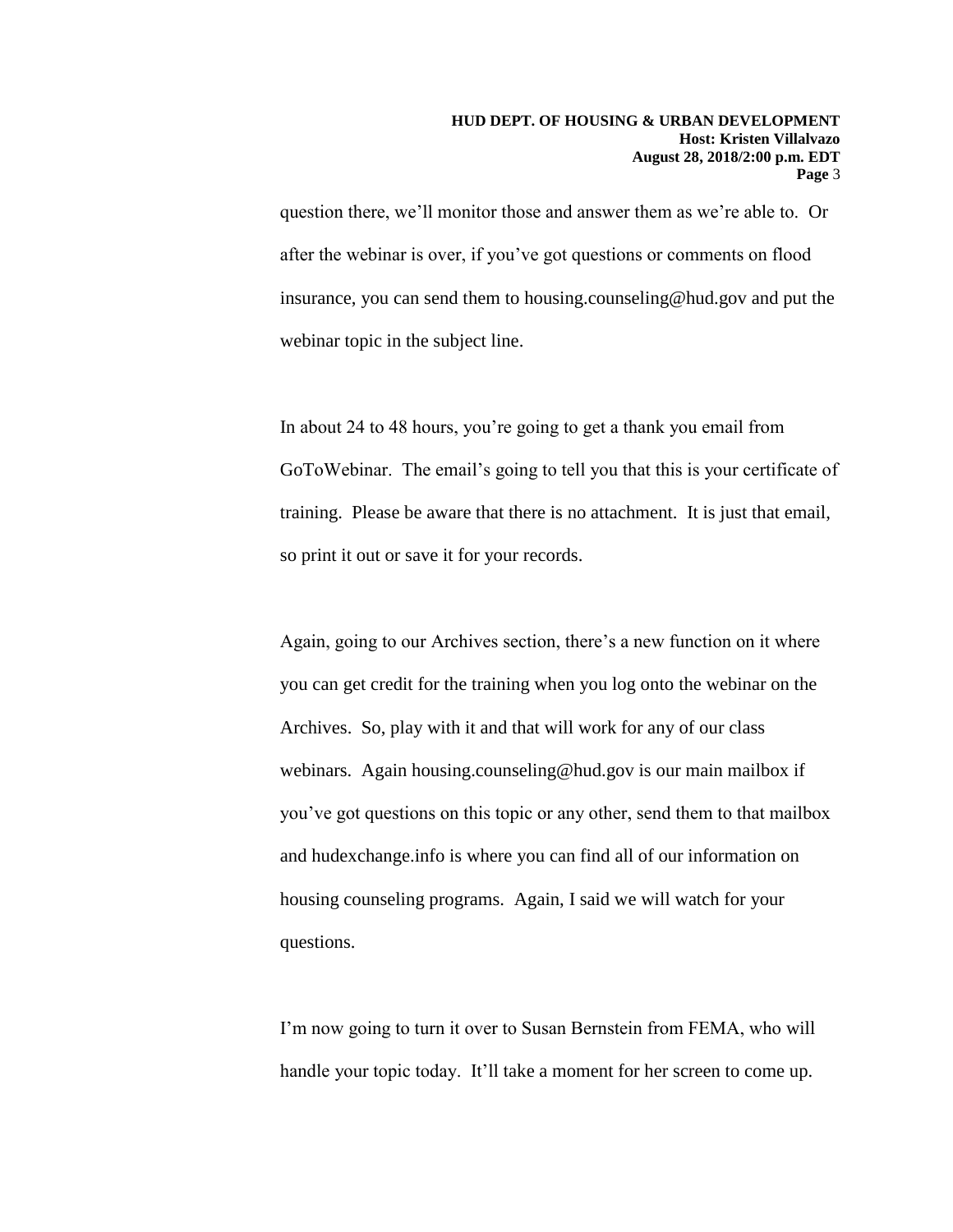question there, we'll monitor those and answer them as we're able to. Or after the webinar is over, if you've got questions or comments on flood insurance, you can send them to housing.counseling@hud.gov and put the webinar topic in the subject line.

In about 24 to 48 hours, you're going to get a thank you email from GoToWebinar. The email's going to tell you that this is your certificate of training. Please be aware that there is no attachment. It is just that email, so print it out or save it for your records.

Again, going to our Archives section, there's a new function on it where you can get credit for the training when you log onto the webinar on the Archives. So, play with it and that will work for any of our class webinars. Again housing.counseling@hud.gov is our main mailbox if you've got questions on this topic or any other, send them to that mailbox and hudexchange.info is where you can find all of our information on housing counseling programs. Again, I said we will watch for your questions.

I'm now going to turn it over to Susan Bernstein from FEMA, who will handle your topic today. It'll take a moment for her screen to come up.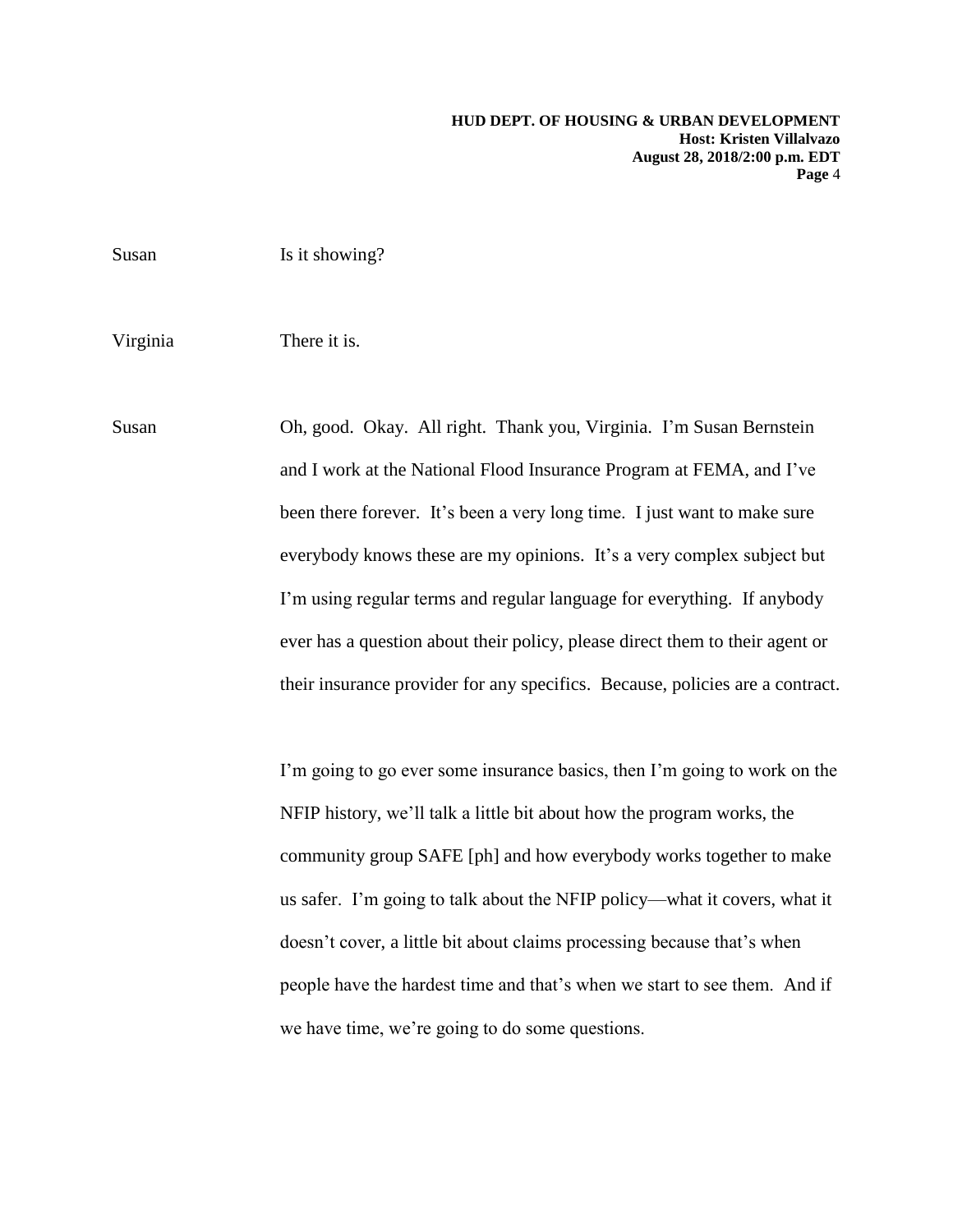Susan Is it showing?

Virginia There it is.

Susan Oh, good. Okay. All right. Thank you, Virginia. I'm Susan Bernstein and I work at the National Flood Insurance Program at FEMA, and I've been there forever. It's been a very long time. I just want to make sure everybody knows these are my opinions. It's a very complex subject but I'm using regular terms and regular language for everything. If anybody ever has a question about their policy, please direct them to their agent or their insurance provider for any specifics. Because, policies are a contract.

I'm going to go ever some insurance basics, then I'm going to work on the NFIP history, we'll talk a little bit about how the program works, the community group SAFE [ph] and how everybody works together to make us safer. I'm going to talk about the NFIP policy—what it covers, what it doesn't cover, a little bit about claims processing because that's when people have the hardest time and that's when we start to see them. And if we have time, we're going to do some questions.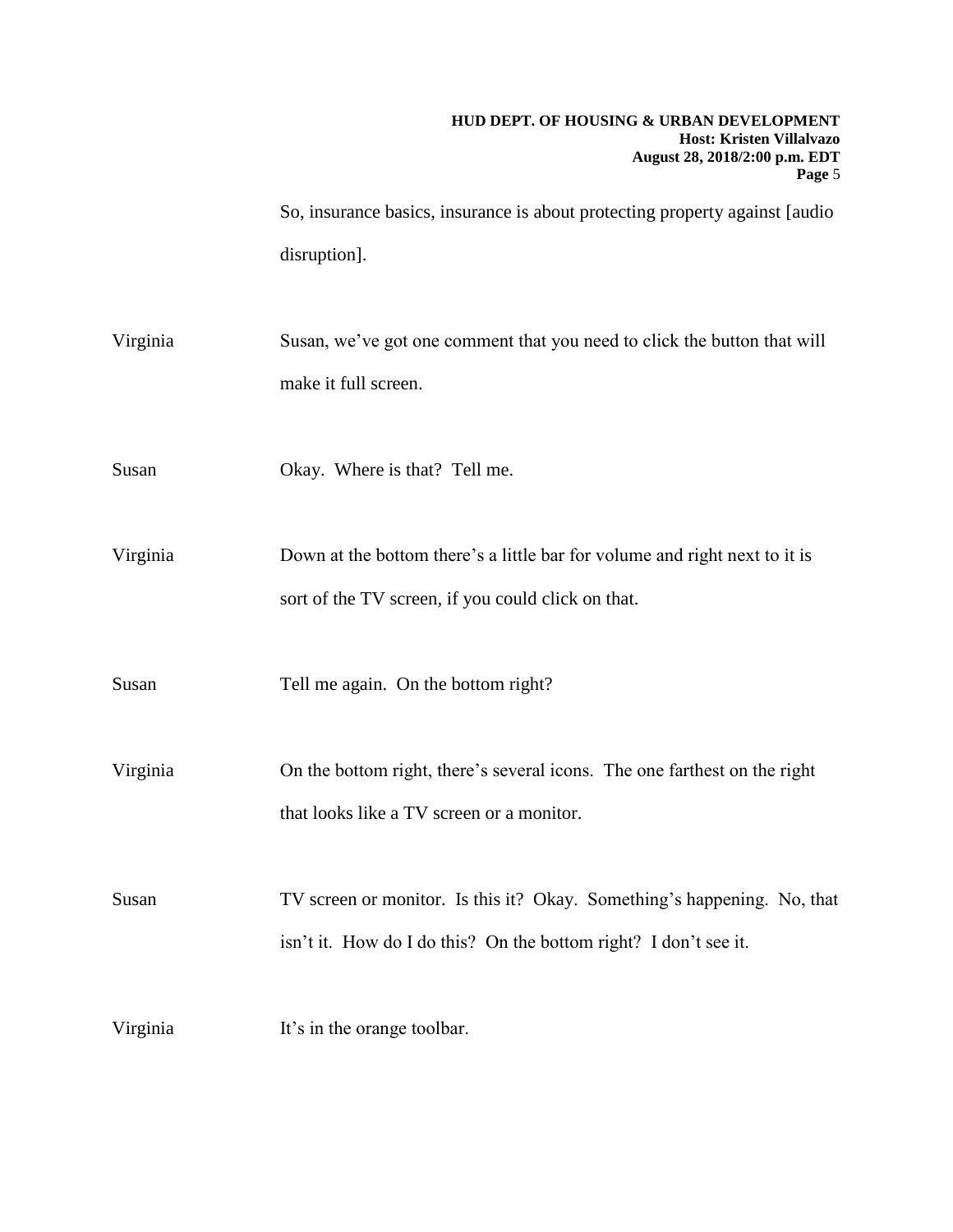So, insurance basics, insurance is about protecting property against [audio disruption].

Virginia Susan, we've got one comment that you need to click the button that will make it full screen.

Susan Okay. Where is that? Tell me.

Virginia Down at the bottom there's a little bar for volume and right next to it is sort of the TV screen, if you could click on that.

Susan Tell me again. On the bottom right?

Virginia On the bottom right, there's several icons. The one farthest on the right that looks like a TV screen or a monitor.

Susan TV screen or monitor. Is this it? Okay. Something's happening. No, that isn't it. How do I do this? On the bottom right? I don't see it.

Virginia It's in the orange toolbar.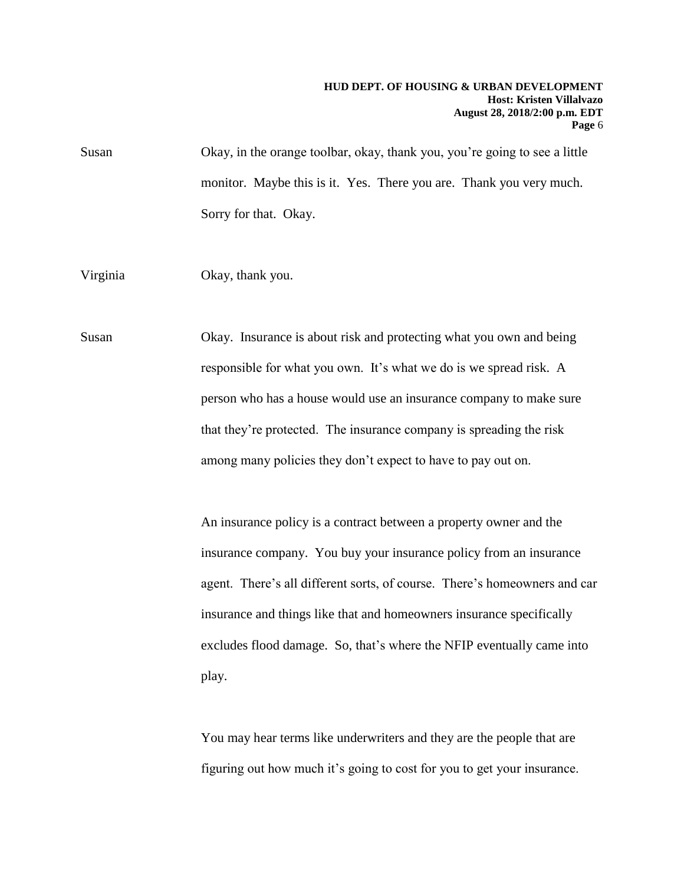Susan Okay, in the orange toolbar, okay, thank you, you're going to see a little monitor. Maybe this is it. Yes. There you are. Thank you very much. Sorry for that. Okay.

Virginia Okay, thank you.

Susan Okay. Insurance is about risk and protecting what you own and being responsible for what you own. It's what we do is we spread risk. A person who has a house would use an insurance company to make sure that they're protected. The insurance company is spreading the risk among many policies they don't expect to have to pay out on.

An insurance policy is a contract between a property owner and the insurance company. You buy your insurance policy from an insurance agent. There's all different sorts, of course. There's homeowners and car insurance and things like that and homeowners insurance specifically excludes flood damage. So, that's where the NFIP eventually came into play.

You may hear terms like underwriters and they are the people that are figuring out how much it's going to cost for you to get your insurance.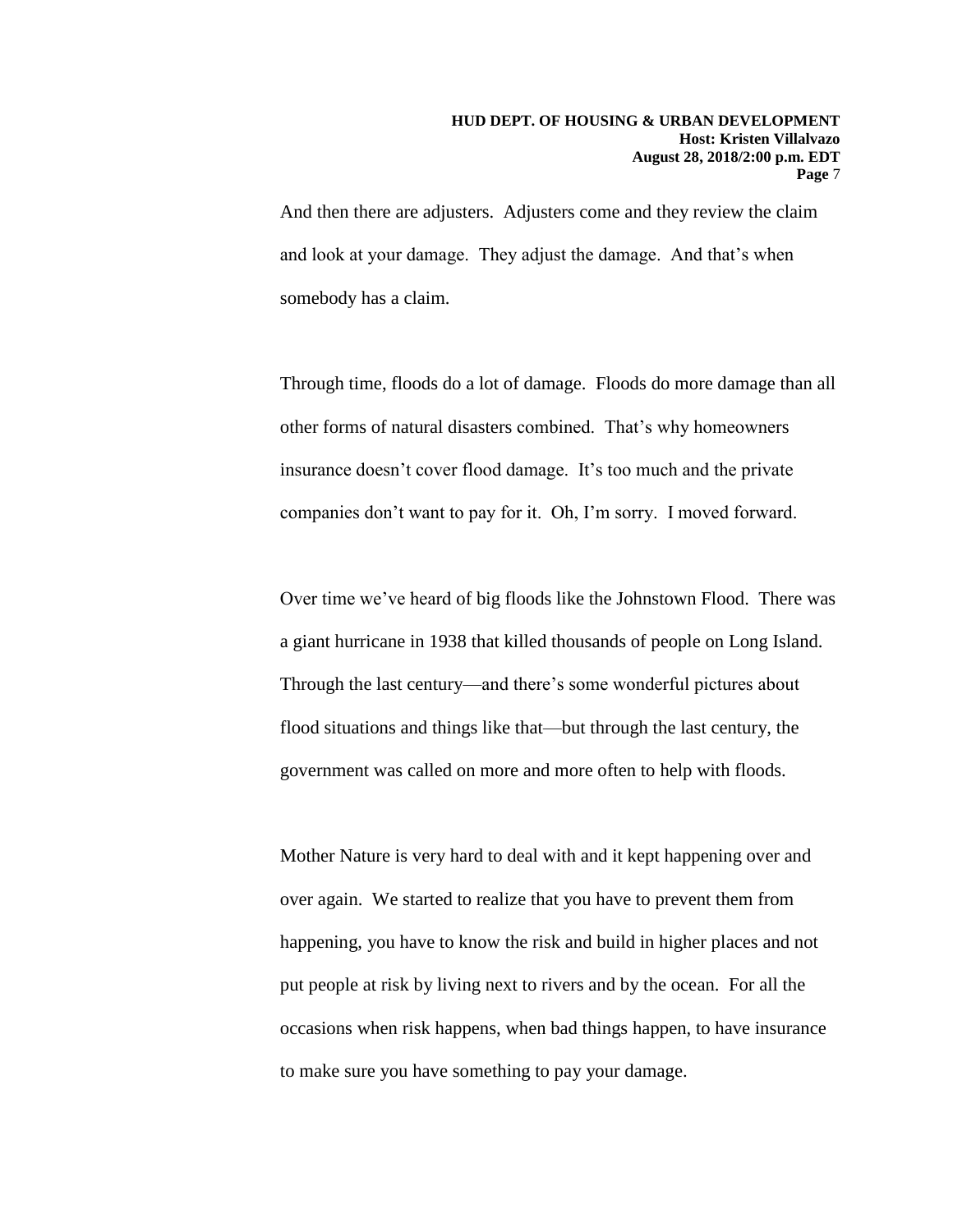And then there are adjusters. Adjusters come and they review the claim and look at your damage. They adjust the damage. And that's when somebody has a claim.

Through time, floods do a lot of damage. Floods do more damage than all other forms of natural disasters combined. That's why homeowners insurance doesn't cover flood damage. It's too much and the private companies don't want to pay for it. Oh, I'm sorry. I moved forward.

Over time we've heard of big floods like the Johnstown Flood. There was a giant hurricane in 1938 that killed thousands of people on Long Island. Through the last century—and there's some wonderful pictures about flood situations and things like that—but through the last century, the government was called on more and more often to help with floods.

Mother Nature is very hard to deal with and it kept happening over and over again. We started to realize that you have to prevent them from happening, you have to know the risk and build in higher places and not put people at risk by living next to rivers and by the ocean. For all the occasions when risk happens, when bad things happen, to have insurance to make sure you have something to pay your damage.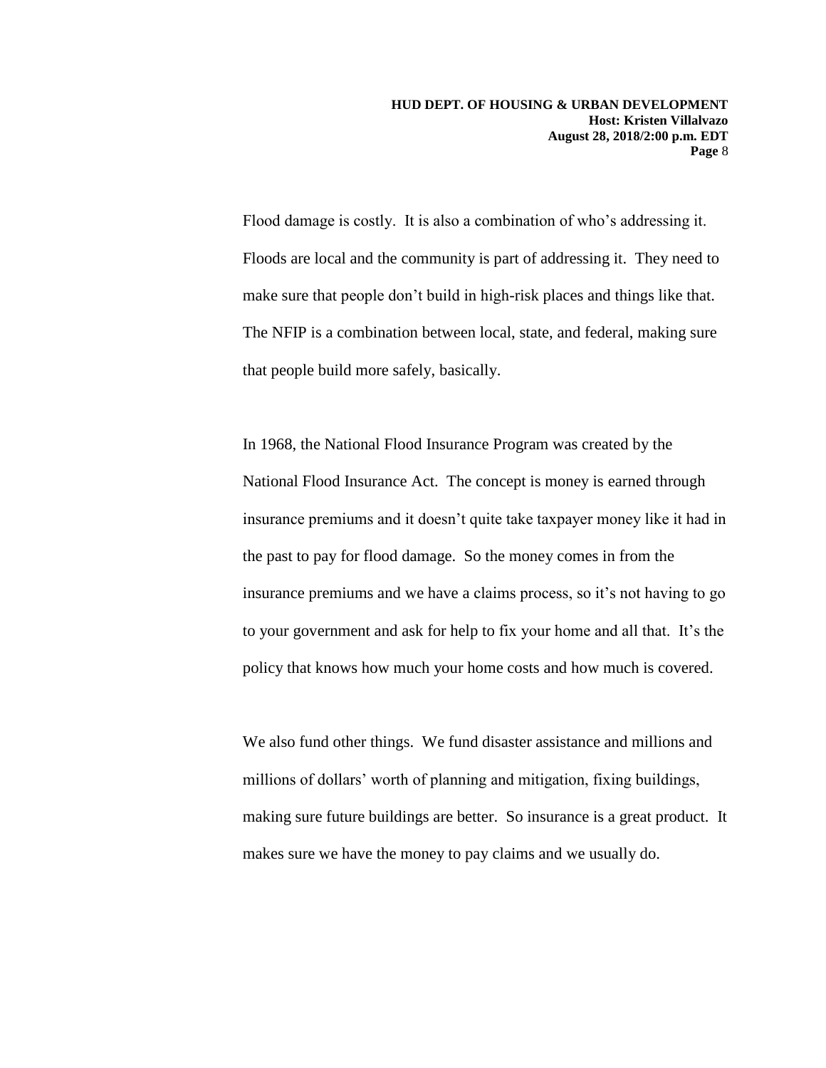Flood damage is costly. It is also a combination of who's addressing it. Floods are local and the community is part of addressing it. They need to make sure that people don't build in high-risk places and things like that. The NFIP is a combination between local, state, and federal, making sure that people build more safely, basically.

In 1968, the National Flood Insurance Program was created by the National Flood Insurance Act. The concept is money is earned through insurance premiums and it doesn't quite take taxpayer money like it had in the past to pay for flood damage. So the money comes in from the insurance premiums and we have a claims process, so it's not having to go to your government and ask for help to fix your home and all that. It's the policy that knows how much your home costs and how much is covered.

We also fund other things. We fund disaster assistance and millions and millions of dollars' worth of planning and mitigation, fixing buildings, making sure future buildings are better. So insurance is a great product. It makes sure we have the money to pay claims and we usually do.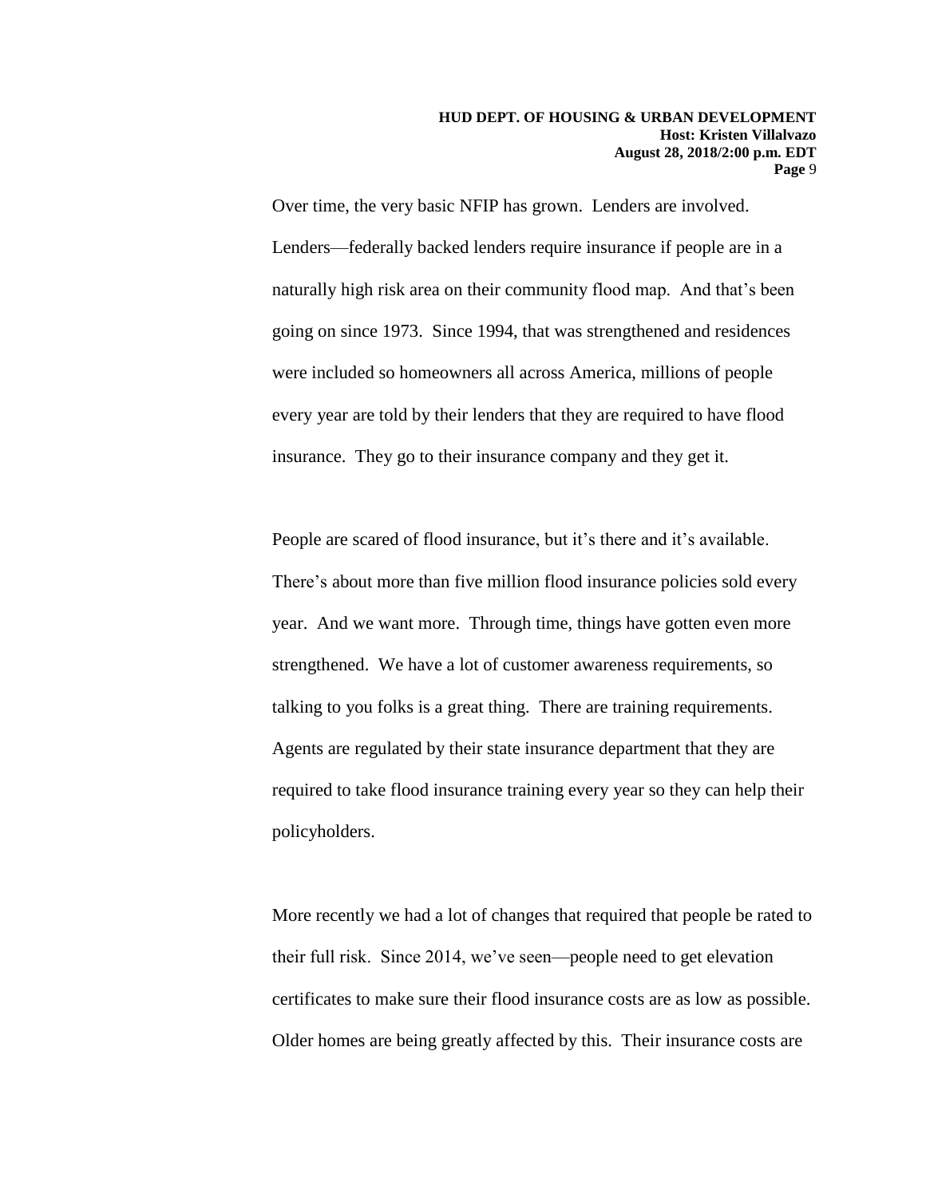Over time, the very basic NFIP has grown. Lenders are involved. Lenders—federally backed lenders require insurance if people are in a naturally high risk area on their community flood map. And that's been going on since 1973. Since 1994, that was strengthened and residences were included so homeowners all across America, millions of people every year are told by their lenders that they are required to have flood insurance. They go to their insurance company and they get it.

People are scared of flood insurance, but it's there and it's available. There's about more than five million flood insurance policies sold every year. And we want more. Through time, things have gotten even more strengthened. We have a lot of customer awareness requirements, so talking to you folks is a great thing. There are training requirements. Agents are regulated by their state insurance department that they are required to take flood insurance training every year so they can help their policyholders.

More recently we had a lot of changes that required that people be rated to their full risk. Since 2014, we've seen—people need to get elevation certificates to make sure their flood insurance costs are as low as possible. Older homes are being greatly affected by this. Their insurance costs are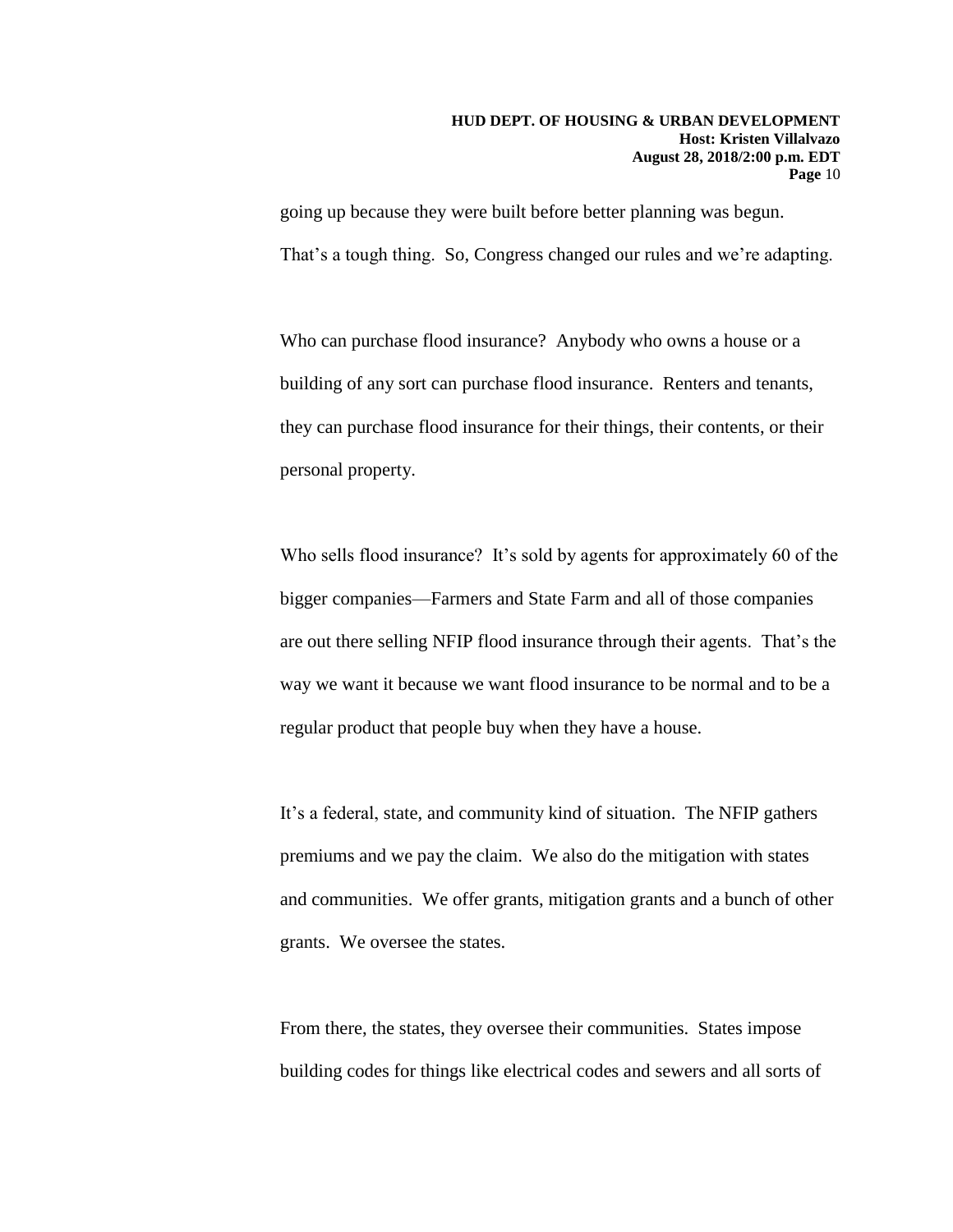going up because they were built before better planning was begun. That's a tough thing. So, Congress changed our rules and we're adapting.

Who can purchase flood insurance? Anybody who owns a house or a building of any sort can purchase flood insurance. Renters and tenants, they can purchase flood insurance for their things, their contents, or their personal property.

Who sells flood insurance? It's sold by agents for approximately 60 of the bigger companies—Farmers and State Farm and all of those companies are out there selling NFIP flood insurance through their agents. That's the way we want it because we want flood insurance to be normal and to be a regular product that people buy when they have a house.

It's a federal, state, and community kind of situation. The NFIP gathers premiums and we pay the claim. We also do the mitigation with states and communities. We offer grants, mitigation grants and a bunch of other grants. We oversee the states.

From there, the states, they oversee their communities. States impose building codes for things like electrical codes and sewers and all sorts of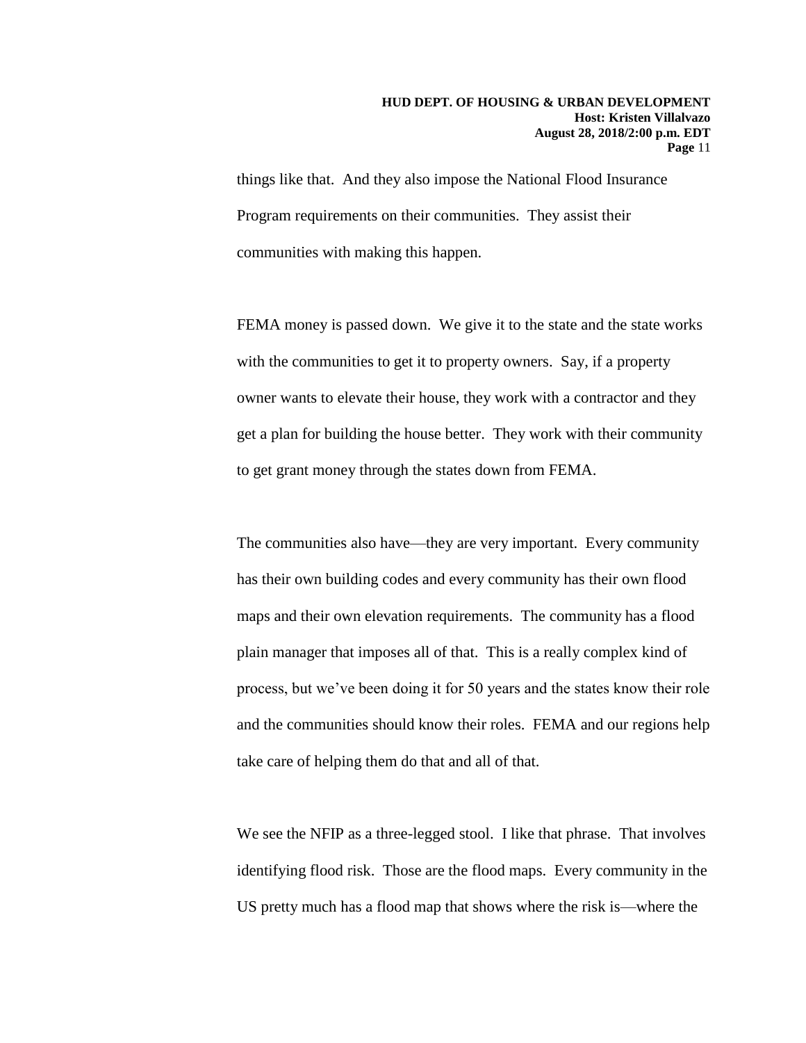things like that. And they also impose the National Flood Insurance Program requirements on their communities. They assist their communities with making this happen.

FEMA money is passed down. We give it to the state and the state works with the communities to get it to property owners. Say, if a property owner wants to elevate their house, they work with a contractor and they get a plan for building the house better. They work with their community to get grant money through the states down from FEMA.

The communities also have—they are very important. Every community has their own building codes and every community has their own flood maps and their own elevation requirements. The community has a flood plain manager that imposes all of that. This is a really complex kind of process, but we've been doing it for 50 years and the states know their role and the communities should know their roles. FEMA and our regions help take care of helping them do that and all of that.

We see the NFIP as a three-legged stool. I like that phrase. That involves identifying flood risk. Those are the flood maps. Every community in the US pretty much has a flood map that shows where the risk is—where the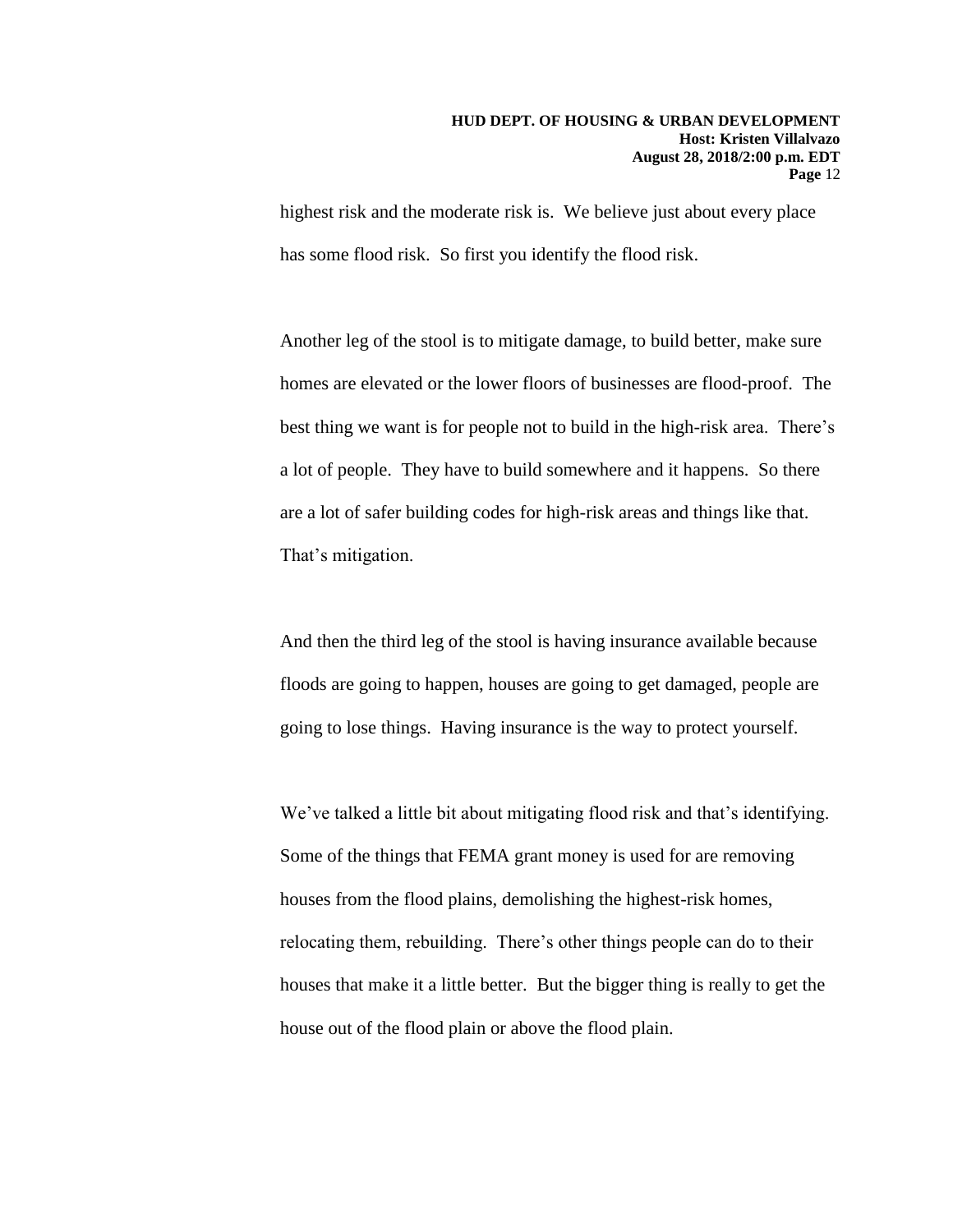highest risk and the moderate risk is. We believe just about every place has some flood risk. So first you identify the flood risk.

Another leg of the stool is to mitigate damage, to build better, make sure homes are elevated or the lower floors of businesses are flood-proof. The best thing we want is for people not to build in the high-risk area. There's a lot of people. They have to build somewhere and it happens. So there are a lot of safer building codes for high-risk areas and things like that. That's mitigation.

And then the third leg of the stool is having insurance available because floods are going to happen, houses are going to get damaged, people are going to lose things. Having insurance is the way to protect yourself.

We've talked a little bit about mitigating flood risk and that's identifying. Some of the things that FEMA grant money is used for are removing houses from the flood plains, demolishing the highest-risk homes, relocating them, rebuilding. There's other things people can do to their houses that make it a little better. But the bigger thing is really to get the house out of the flood plain or above the flood plain.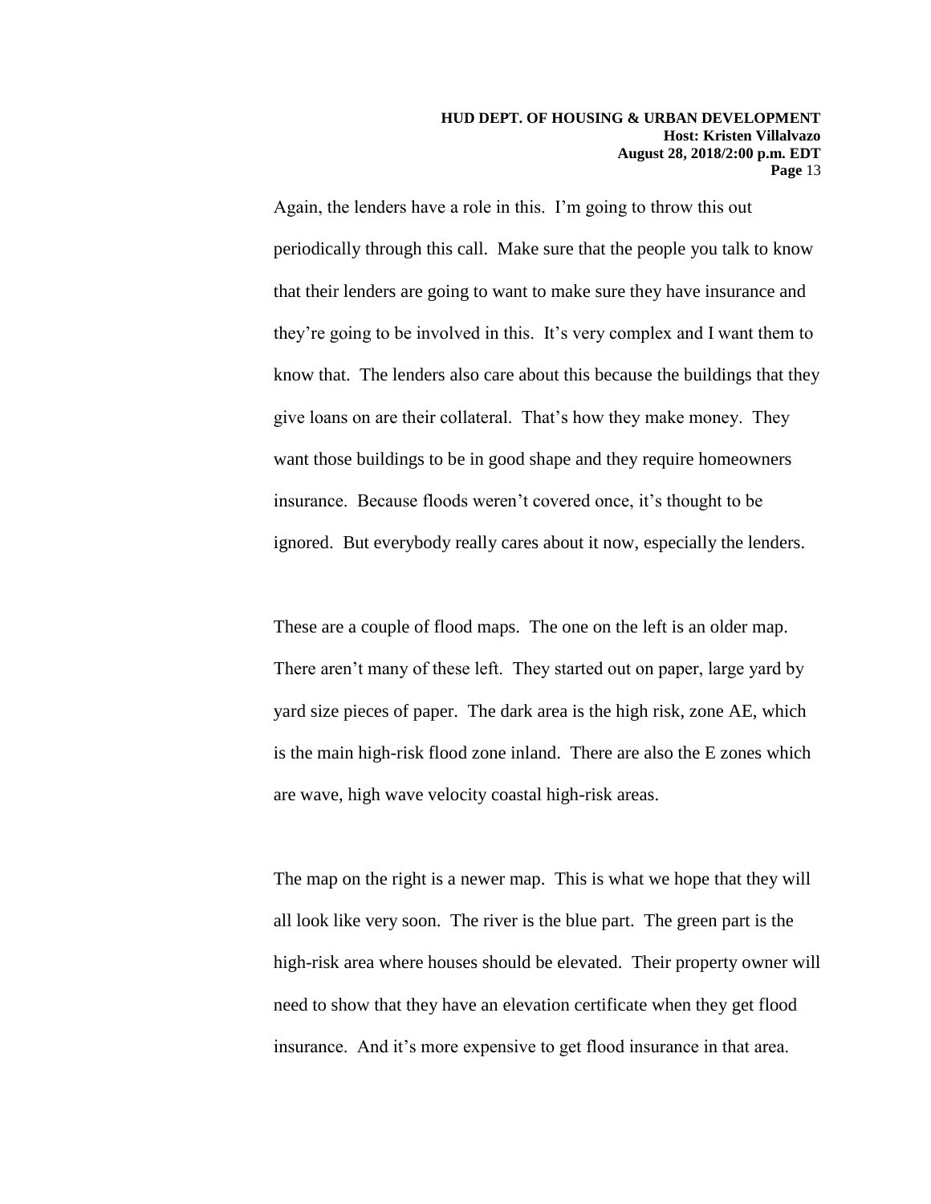Again, the lenders have a role in this. I'm going to throw this out periodically through this call. Make sure that the people you talk to know that their lenders are going to want to make sure they have insurance and they're going to be involved in this. It's very complex and I want them to know that. The lenders also care about this because the buildings that they give loans on are their collateral. That's how they make money. They want those buildings to be in good shape and they require homeowners insurance. Because floods weren't covered once, it's thought to be ignored. But everybody really cares about it now, especially the lenders.

These are a couple of flood maps. The one on the left is an older map. There aren't many of these left. They started out on paper, large yard by yard size pieces of paper. The dark area is the high risk, zone AE, which is the main high-risk flood zone inland. There are also the E zones which are wave, high wave velocity coastal high-risk areas.

The map on the right is a newer map. This is what we hope that they will all look like very soon. The river is the blue part. The green part is the high-risk area where houses should be elevated. Their property owner will need to show that they have an elevation certificate when they get flood insurance. And it's more expensive to get flood insurance in that area.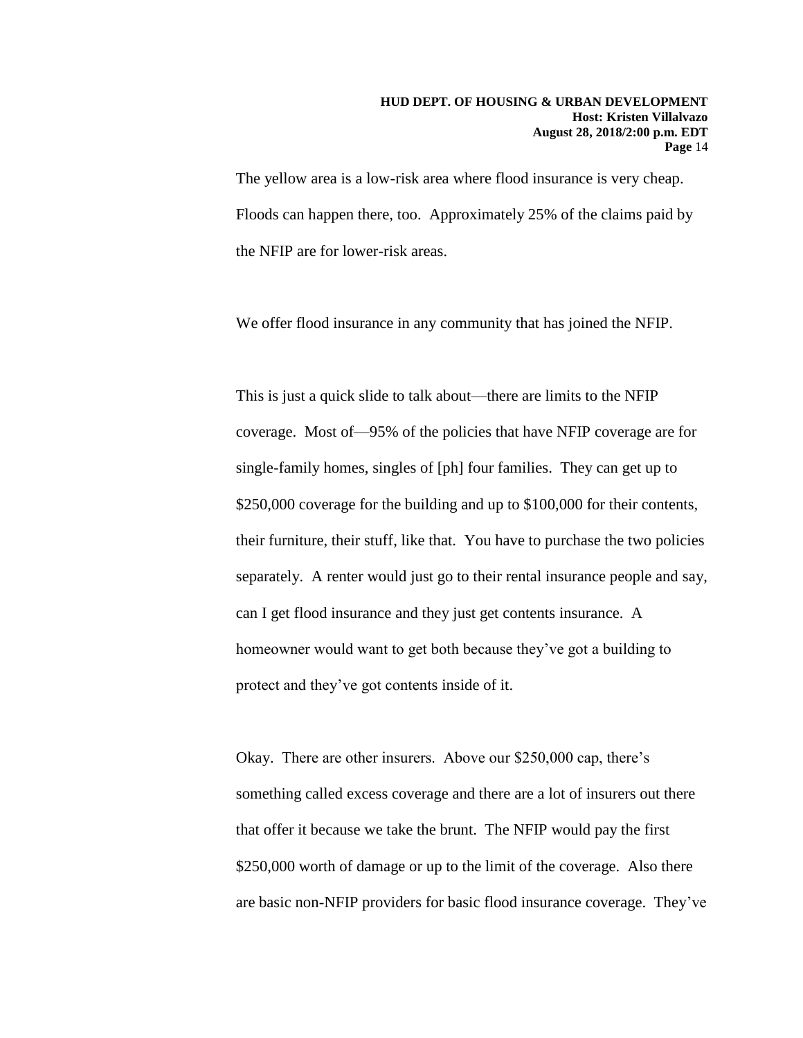The yellow area is a low-risk area where flood insurance is very cheap. Floods can happen there, too. Approximately 25% of the claims paid by the NFIP are for lower-risk areas.

We offer flood insurance in any community that has joined the NFIP.

This is just a quick slide to talk about—there are limits to the NFIP coverage. Most of—95% of the policies that have NFIP coverage are for single-family homes, singles of [ph] four families. They can get up to $250,000 coverage for the building and up to $100,000 for their contents, their furniture, their stuff, like that. You have to purchase the two policies separately. A renter would just go to their rental insurance people and say, can I get flood insurance and they just get contents insurance. A homeowner would want to get both because they've got a building to protect and they've got contents inside of it.

Okay. There are other insurers. Above our $250,000 cap, there's something called excess coverage and there are a lot of insurers out there that offer it because we take the brunt. The NFIP would pay the first $250,000 worth of damage or up to the limit of the coverage. Also there are basic non-NFIP providers for basic flood insurance coverage. They've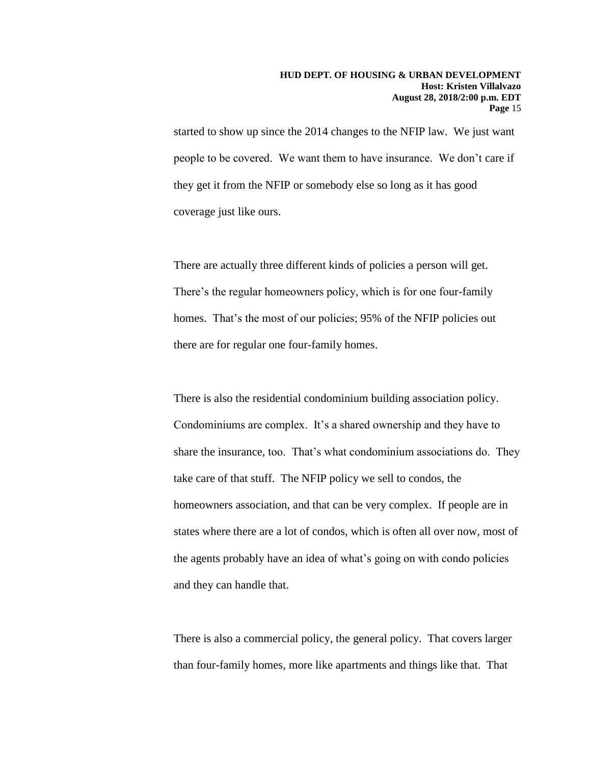started to show up since the 2014 changes to the NFIP law. We just want people to be covered. We want them to have insurance. We don't care if they get it from the NFIP or somebody else so long as it has good coverage just like ours.

There are actually three different kinds of policies a person will get. There's the regular homeowners policy, which is for one four-family homes. That's the most of our policies; 95% of the NFIP policies out there are for regular one four-family homes.

There is also the residential condominium building association policy. Condominiums are complex. It's a shared ownership and they have to share the insurance, too. That's what condominium associations do. They take care of that stuff. The NFIP policy we sell to condos, the homeowners association, and that can be very complex. If people are in states where there are a lot of condos, which is often all over now, most of the agents probably have an idea of what's going on with condo policies and they can handle that.

There is also a commercial policy, the general policy. That covers larger than four-family homes, more like apartments and things like that. That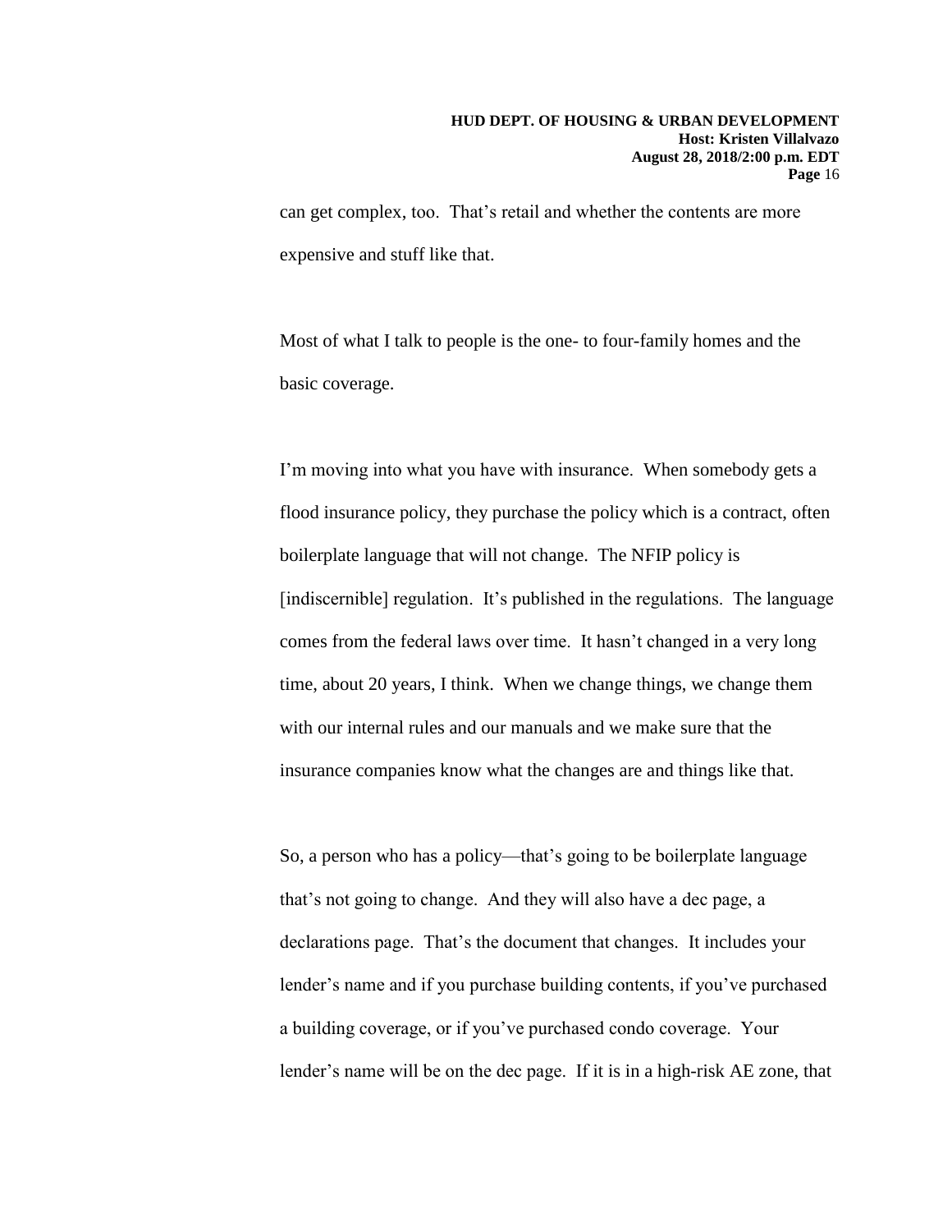can get complex, too. That's retail and whether the contents are more expensive and stuff like that.

Most of what I talk to people is the one- to four-family homes and the basic coverage.

I'm moving into what you have with insurance. When somebody gets a flood insurance policy, they purchase the policy which is a contract, often boilerplate language that will not change. The NFIP policy is [indiscernible] regulation. It's published in the regulations. The language comes from the federal laws over time. It hasn't changed in a very long time, about 20 years, I think. When we change things, we change them with our internal rules and our manuals and we make sure that the insurance companies know what the changes are and things like that.

So, a person who has a policy—that's going to be boilerplate language that's not going to change. And they will also have a dec page, a declarations page. That's the document that changes. It includes your lender's name and if you purchase building contents, if you've purchased a building coverage, or if you've purchased condo coverage. Your lender's name will be on the dec page. If it is in a high-risk AE zone, that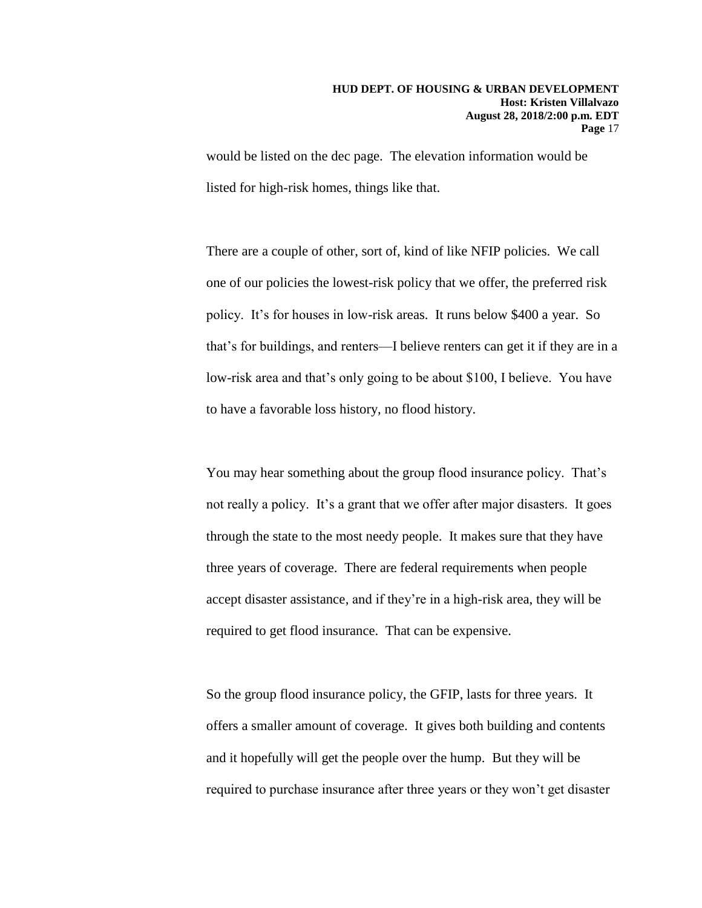would be listed on the dec page. The elevation information would be listed for high-risk homes, things like that.

There are a couple of other, sort of, kind of like NFIP policies. We call one of our policies the lowest-risk policy that we offer, the preferred risk policy. It's for houses in low-risk areas. It runs below $400 a year. So that's for buildings, and renters—I believe renters can get it if they are in a low-risk area and that's only going to be about $100, I believe. You have to have a favorable loss history, no flood history.

You may hear something about the group flood insurance policy. That's not really a policy. It's a grant that we offer after major disasters. It goes through the state to the most needy people. It makes sure that they have three years of coverage. There are federal requirements when people accept disaster assistance, and if they're in a high-risk area, they will be required to get flood insurance. That can be expensive.

So the group flood insurance policy, the GFIP, lasts for three years. It offers a smaller amount of coverage. It gives both building and contents and it hopefully will get the people over the hump. But they will be required to purchase insurance after three years or they won't get disaster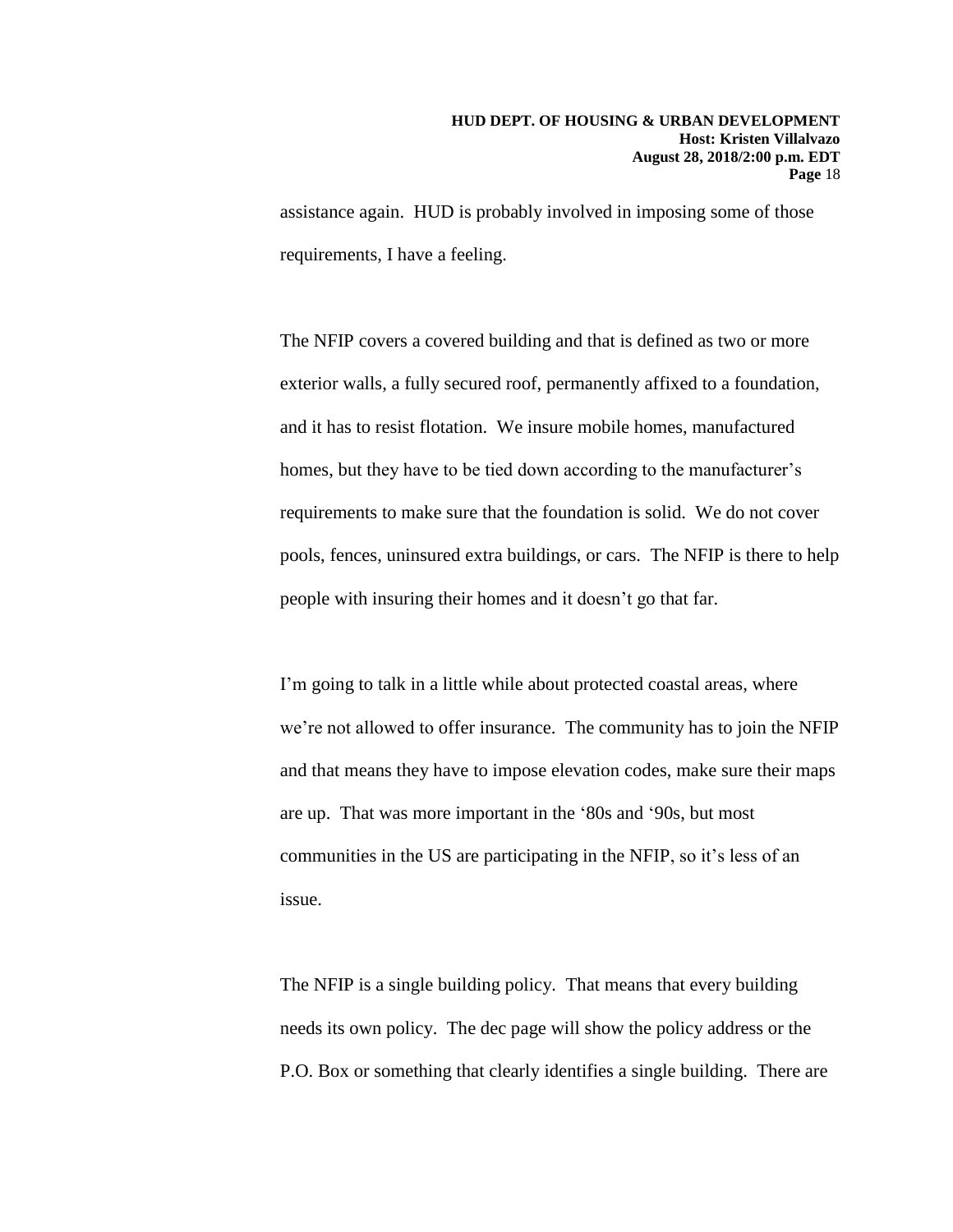assistance again. HUD is probably involved in imposing some of those requirements, I have a feeling.

The NFIP covers a covered building and that is defined as two or more exterior walls, a fully secured roof, permanently affixed to a foundation, and it has to resist flotation. We insure mobile homes, manufactured homes, but they have to be tied down according to the manufacturer's requirements to make sure that the foundation is solid. We do not cover pools, fences, uninsured extra buildings, or cars. The NFIP is there to help people with insuring their homes and it doesn't go that far.

I'm going to talk in a little while about protected coastal areas, where we're not allowed to offer insurance. The community has to join the NFIP and that means they have to impose elevation codes, make sure their maps are up. That was more important in the '80s and '90s, but most communities in the US are participating in the NFIP, so it's less of an issue.

The NFIP is a single building policy. That means that every building needs its own policy. The dec page will show the policy address or the P.O. Box or something that clearly identifies a single building. There are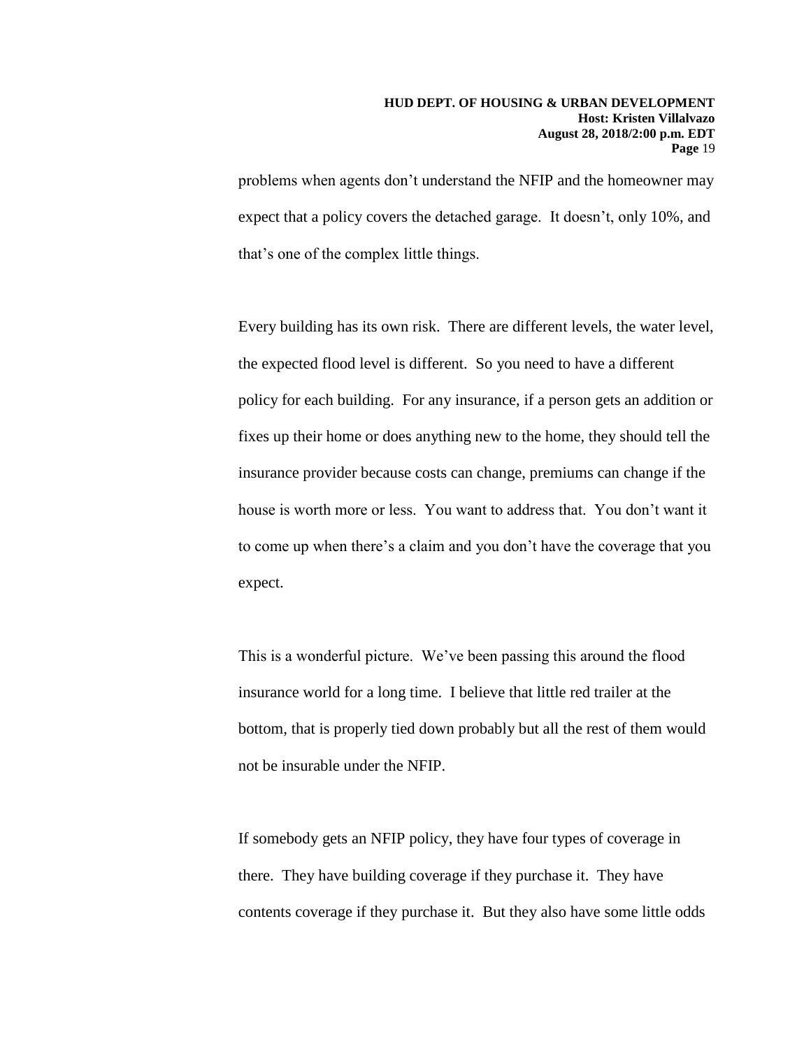problems when agents don't understand the NFIP and the homeowner may expect that a policy covers the detached garage. It doesn't, only 10%, and that's one of the complex little things.

Every building has its own risk. There are different levels, the water level, the expected flood level is different. So you need to have a different policy for each building. For any insurance, if a person gets an addition or fixes up their home or does anything new to the home, they should tell the insurance provider because costs can change, premiums can change if the house is worth more or less. You want to address that. You don't want it to come up when there's a claim and you don't have the coverage that you expect.

This is a wonderful picture. We've been passing this around the flood insurance world for a long time. I believe that little red trailer at the bottom, that is properly tied down probably but all the rest of them would not be insurable under the NFIP.

If somebody gets an NFIP policy, they have four types of coverage in there. They have building coverage if they purchase it. They have contents coverage if they purchase it. But they also have some little odds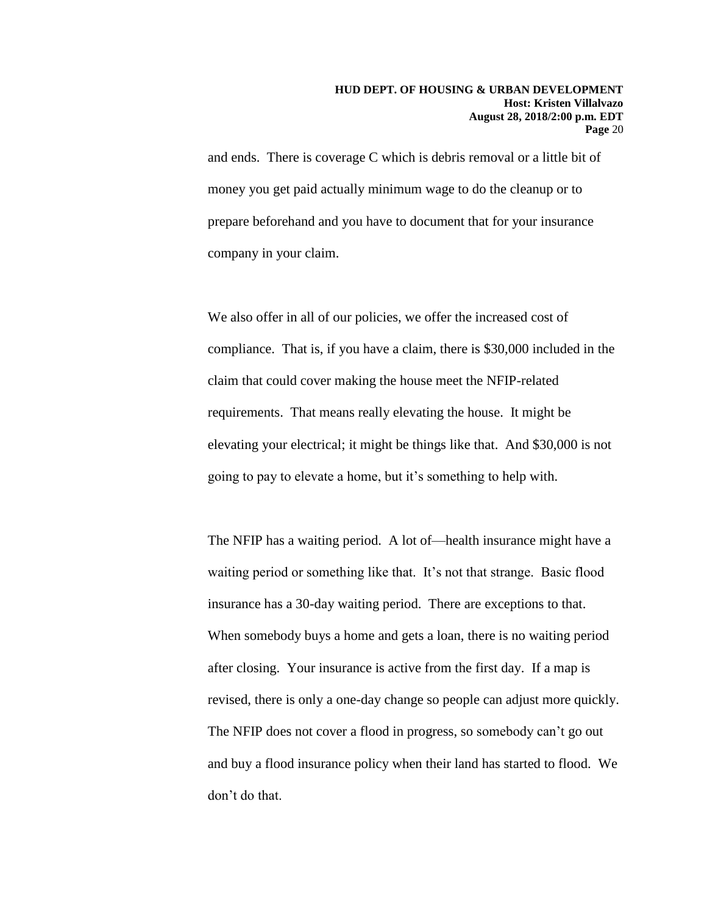and ends. There is coverage C which is debris removal or a little bit of money you get paid actually minimum wage to do the cleanup or to prepare beforehand and you have to document that for your insurance company in your claim.

We also offer in all of our policies, we offer the increased cost of compliance. That is, if you have a claim, there is $30,000 included in the claim that could cover making the house meet the NFIP-related requirements. That means really elevating the house. It might be elevating your electrical; it might be things like that. And $30,000 is not going to pay to elevate a home, but it's something to help with.

The NFIP has a waiting period. A lot of—health insurance might have a waiting period or something like that. It's not that strange. Basic flood insurance has a 30-day waiting period. There are exceptions to that. When somebody buys a home and gets a loan, there is no waiting period after closing. Your insurance is active from the first day. If a map is revised, there is only a one-day change so people can adjust more quickly. The NFIP does not cover a flood in progress, so somebody can't go out and buy a flood insurance policy when their land has started to flood. We don't do that.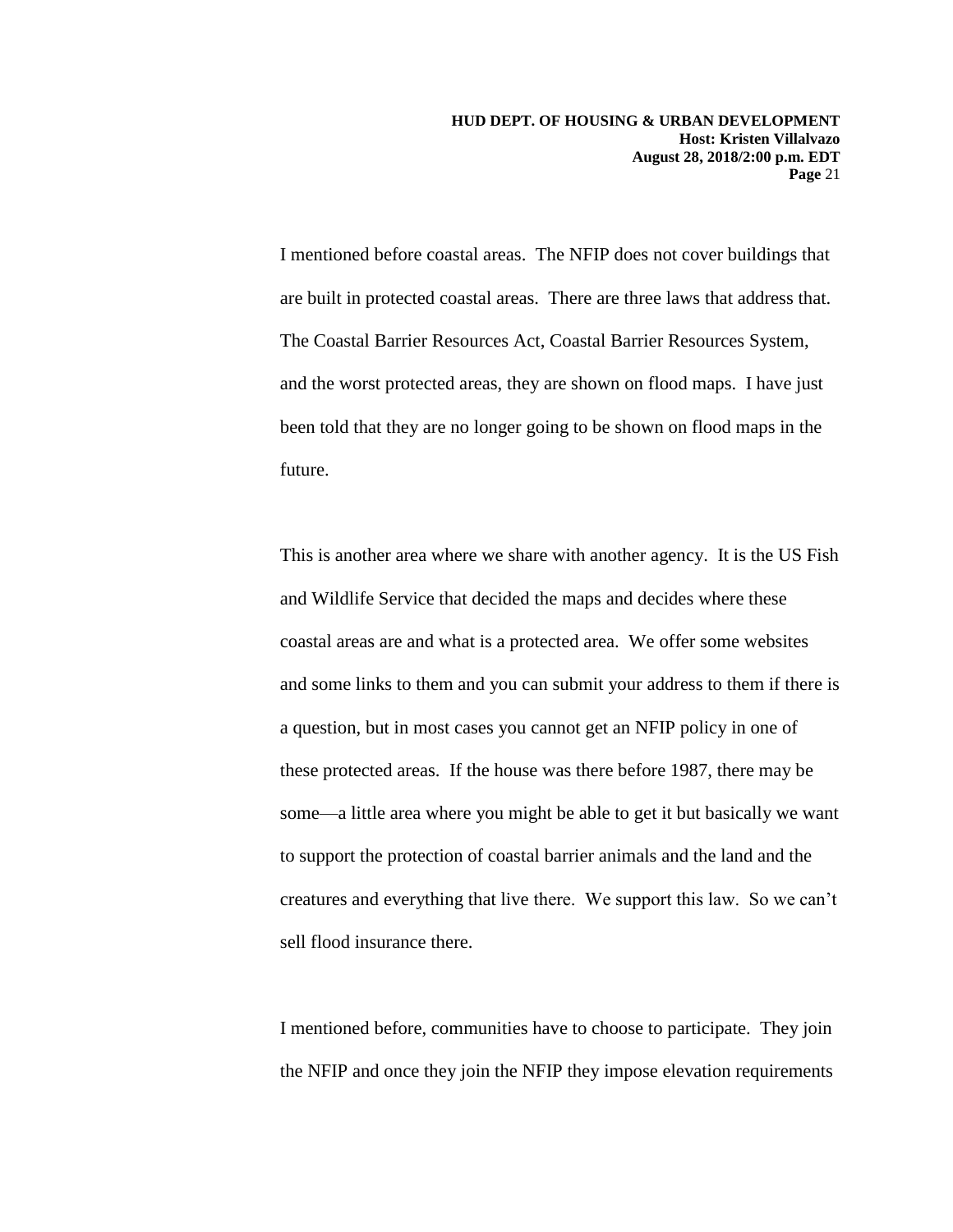I mentioned before coastal areas. The NFIP does not cover buildings that are built in protected coastal areas. There are three laws that address that. The Coastal Barrier Resources Act, Coastal Barrier Resources System, and the worst protected areas, they are shown on flood maps. I have just been told that they are no longer going to be shown on flood maps in the future.

This is another area where we share with another agency. It is the US Fish and Wildlife Service that decided the maps and decides where these coastal areas are and what is a protected area. We offer some websites and some links to them and you can submit your address to them if there is a question, but in most cases you cannot get an NFIP policy in one of these protected areas. If the house was there before 1987, there may be some—a little area where you might be able to get it but basically we want to support the protection of coastal barrier animals and the land and the creatures and everything that live there. We support this law. So we can't sell flood insurance there.

I mentioned before, communities have to choose to participate. They join the NFIP and once they join the NFIP they impose elevation requirements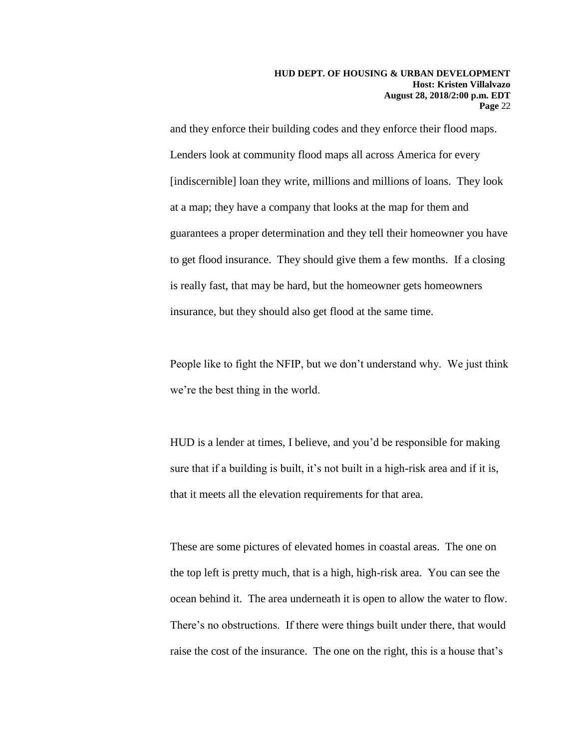and they enforce their building codes and they enforce their flood maps. Lenders look at community flood maps all across America for every [indiscernible] loan they write, millions and millions of loans. They look at a map; they have a company that looks at the map for them and guarantees a proper determination and they tell their homeowner you have to get flood insurance. They should give them a few months. If a closing is really fast, that may be hard, but the homeowner gets homeowners insurance, but they should also get flood at the same time.

People like to fight the NFIP, but we don't understand why. We just think we're the best thing in the world.

HUD is a lender at times, I believe, and you'd be responsible for making sure that if a building is built, it's not built in a high-risk area and if it is, that it meets all the elevation requirements for that area.

These are some pictures of elevated homes in coastal areas. The one on the top left is pretty much, that is a high, high-risk area. You can see the ocean behind it. The area underneath it is open to allow the water to flow. There's no obstructions. If there were things built under there, that would raise the cost of the insurance. The one on the right, this is a house that's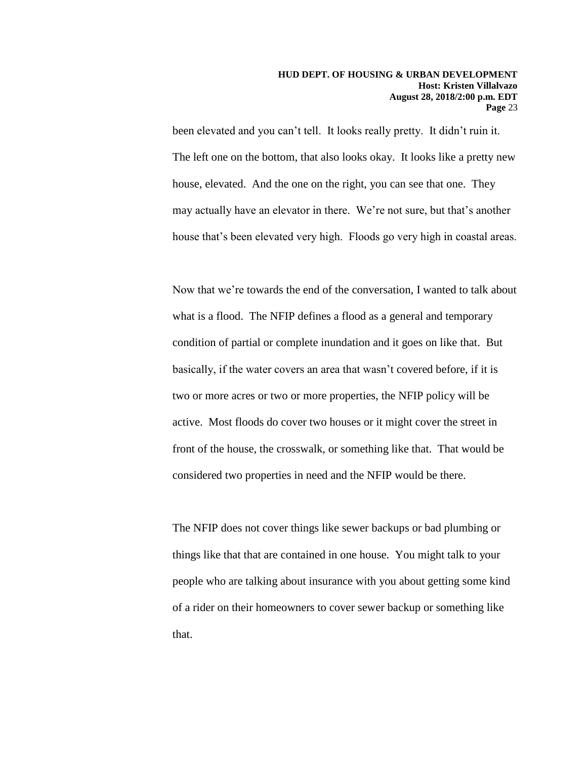been elevated and you can't tell. It looks really pretty. It didn't ruin it. The left one on the bottom, that also looks okay. It looks like a pretty new house, elevated. And the one on the right, you can see that one. They may actually have an elevator in there. We're not sure, but that's another house that's been elevated very high. Floods go very high in coastal areas.

Now that we're towards the end of the conversation, I wanted to talk about what is a flood. The NFIP defines a flood as a general and temporary condition of partial or complete inundation and it goes on like that. But basically, if the water covers an area that wasn't covered before, if it is two or more acres or two or more properties, the NFIP policy will be active. Most floods do cover two houses or it might cover the street in front of the house, the crosswalk, or something like that. That would be considered two properties in need and the NFIP would be there.

The NFIP does not cover things like sewer backups or bad plumbing or things like that that are contained in one house. You might talk to your people who are talking about insurance with you about getting some kind of a rider on their homeowners to cover sewer backup or something like that.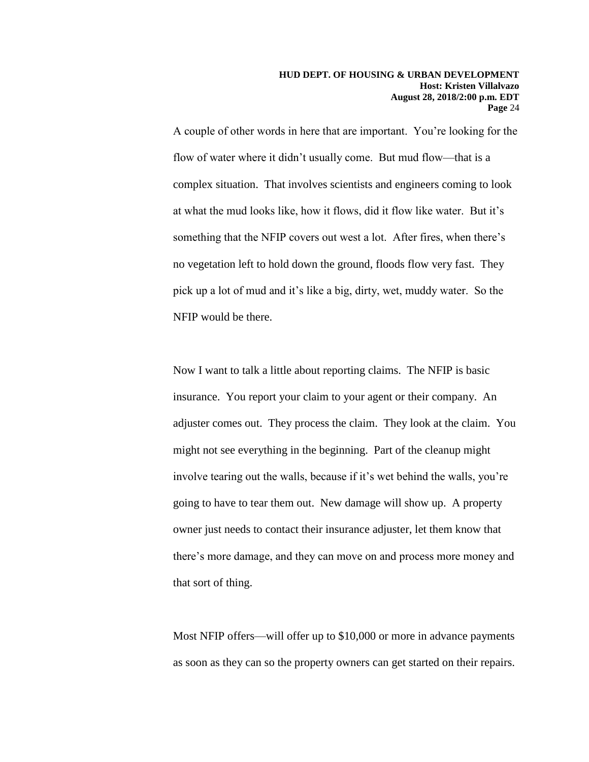A couple of other words in here that are important. You're looking for the flow of water where it didn't usually come. But mud flow—that is a complex situation. That involves scientists and engineers coming to look at what the mud looks like, how it flows, did it flow like water. But it's something that the NFIP covers out west a lot. After fires, when there's no vegetation left to hold down the ground, floods flow very fast. They pick up a lot of mud and it's like a big, dirty, wet, muddy water. So the NFIP would be there.

Now I want to talk a little about reporting claims. The NFIP is basic insurance. You report your claim to your agent or their company. An adjuster comes out. They process the claim. They look at the claim. You might not see everything in the beginning. Part of the cleanup might involve tearing out the walls, because if it's wet behind the walls, you're going to have to tear them out. New damage will show up. A property owner just needs to contact their insurance adjuster, let them know that there's more damage, and they can move on and process more money and that sort of thing.

Most NFIP offers—will offer up to $10,000 or more in advance payments as soon as they can so the property owners can get started on their repairs.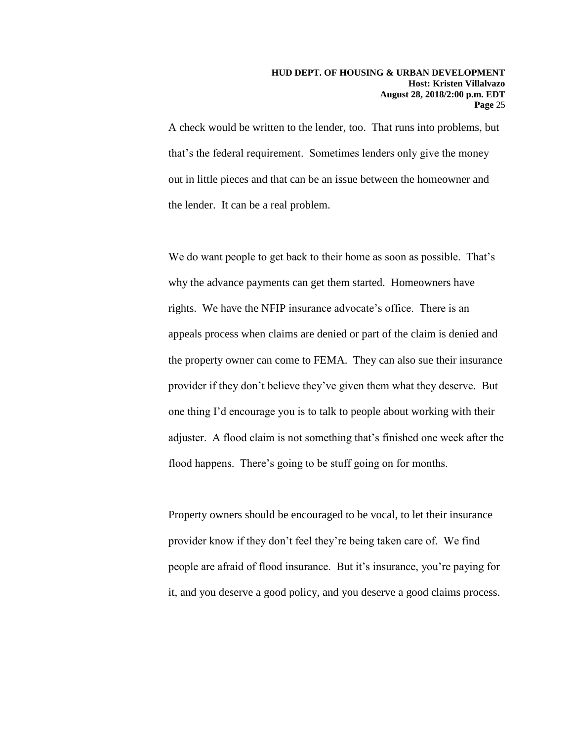A check would be written to the lender, too. That runs into problems, but that's the federal requirement. Sometimes lenders only give the money out in little pieces and that can be an issue between the homeowner and the lender. It can be a real problem.

We do want people to get back to their home as soon as possible. That's why the advance payments can get them started. Homeowners have rights. We have the NFIP insurance advocate's office. There is an appeals process when claims are denied or part of the claim is denied and the property owner can come to FEMA. They can also sue their insurance provider if they don't believe they've given them what they deserve. But one thing I'd encourage you is to talk to people about working with their adjuster. A flood claim is not something that's finished one week after the flood happens. There's going to be stuff going on for months.

Property owners should be encouraged to be vocal, to let their insurance provider know if they don't feel they're being taken care of. We find people are afraid of flood insurance. But it's insurance, you're paying for it, and you deserve a good policy, and you deserve a good claims process.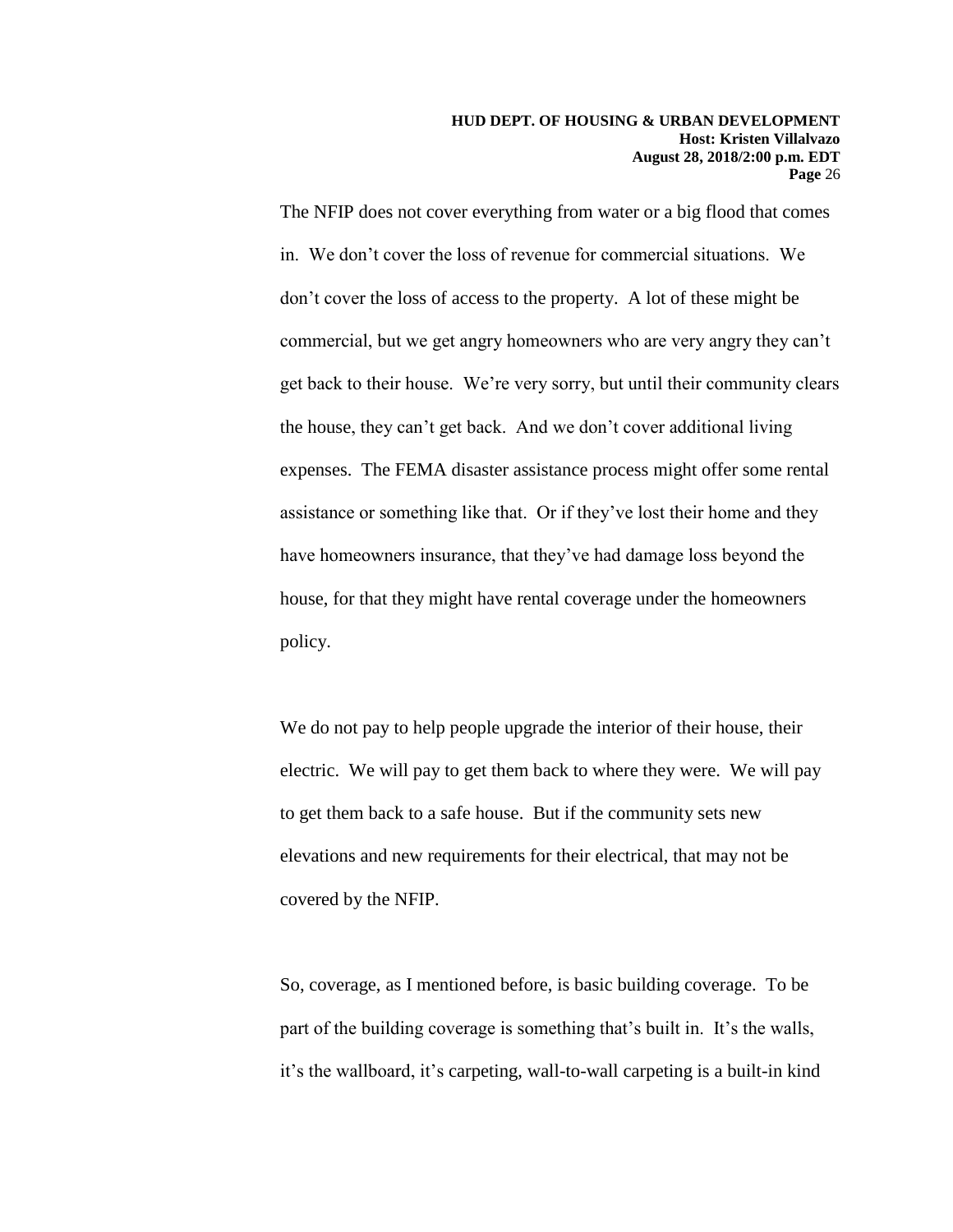The NFIP does not cover everything from water or a big flood that comes in. We don't cover the loss of revenue for commercial situations. We don't cover the loss of access to the property. A lot of these might be commercial, but we get angry homeowners who are very angry they can't get back to their house. We're very sorry, but until their community clears the house, they can't get back. And we don't cover additional living expenses. The FEMA disaster assistance process might offer some rental assistance or something like that. Or if they've lost their home and they have homeowners insurance, that they've had damage loss beyond the house, for that they might have rental coverage under the homeowners policy.

We do not pay to help people upgrade the interior of their house, their electric. We will pay to get them back to where they were. We will pay to get them back to a safe house. But if the community sets new elevations and new requirements for their electrical, that may not be covered by the NFIP.

So, coverage, as I mentioned before, is basic building coverage. To be part of the building coverage is something that's built in. It's the walls, it's the wallboard, it's carpeting, wall-to-wall carpeting is a built-in kind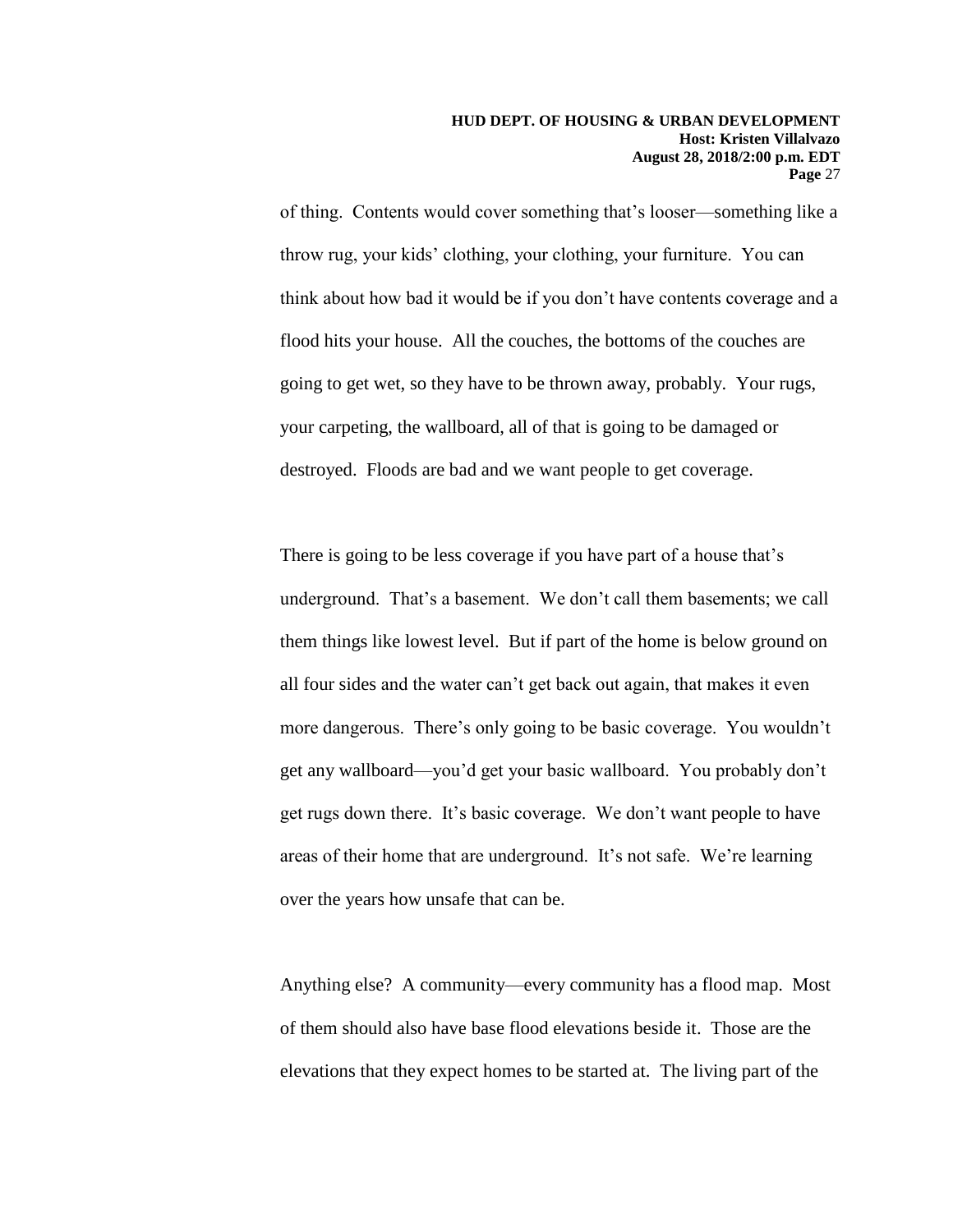of thing. Contents would cover something that's looser—something like a throw rug, your kids' clothing, your clothing, your furniture. You can think about how bad it would be if you don't have contents coverage and a flood hits your house. All the couches, the bottoms of the couches are going to get wet, so they have to be thrown away, probably. Your rugs, your carpeting, the wallboard, all of that is going to be damaged or destroyed. Floods are bad and we want people to get coverage.

There is going to be less coverage if you have part of a house that's underground. That's a basement. We don't call them basements; we call them things like lowest level. But if part of the home is below ground on all four sides and the water can't get back out again, that makes it even more dangerous. There's only going to be basic coverage. You wouldn't get any wallboard—you'd get your basic wallboard. You probably don't get rugs down there. It's basic coverage. We don't want people to have areas of their home that are underground. It's not safe. We're learning over the years how unsafe that can be.

Anything else? A community—every community has a flood map. Most of them should also have base flood elevations beside it. Those are the elevations that they expect homes to be started at. The living part of the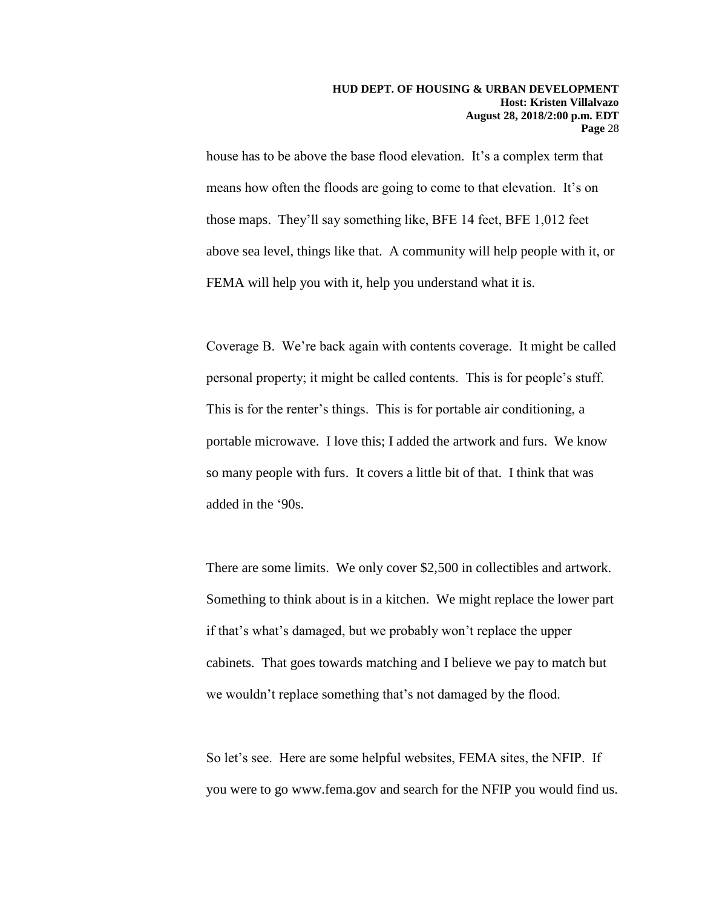house has to be above the base flood elevation. It's a complex term that means how often the floods are going to come to that elevation. It's on those maps. They'll say something like, BFE 14 feet, BFE 1,012 feet above sea level, things like that. A community will help people with it, or FEMA will help you with it, help you understand what it is.

Coverage B. We're back again with contents coverage. It might be called personal property; it might be called contents. This is for people's stuff. This is for the renter's things. This is for portable air conditioning, a portable microwave. I love this; I added the artwork and furs. We know so many people with furs. It covers a little bit of that. I think that was added in the '90s.

There are some limits. We only cover $2,500 in collectibles and artwork. Something to think about is in a kitchen. We might replace the lower part if that's what's damaged, but we probably won't replace the upper cabinets. That goes towards matching and I believe we pay to match but we wouldn't replace something that's not damaged by the flood.

So let's see. Here are some helpful websites, FEMA sites, the NFIP. If you were to go www.fema.gov and search for the NFIP you would find us.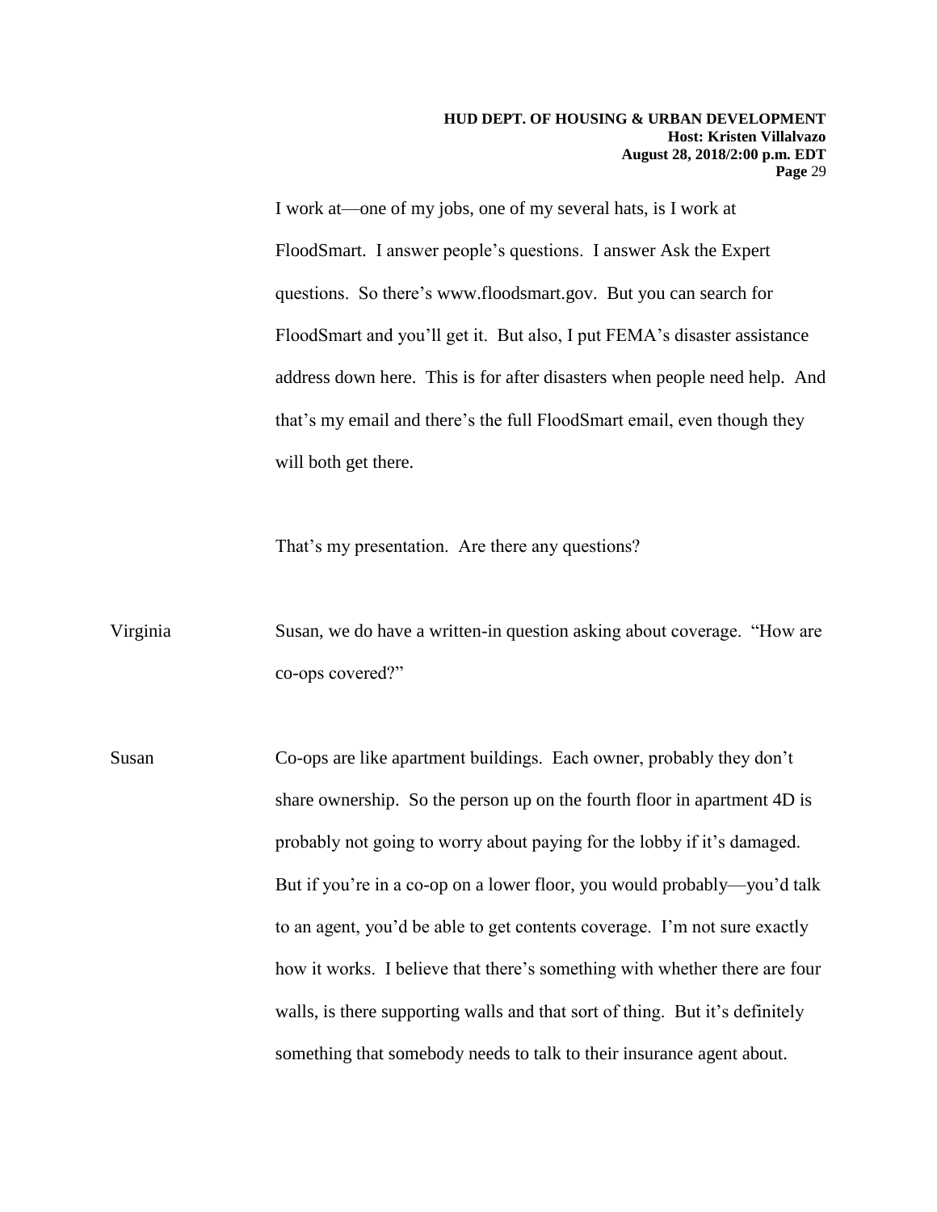I work at—one of my jobs, one of my several hats, is I work at FloodSmart. I answer people's questions. I answer Ask the Expert questions. So there's www.floodsmart.gov. But you can search for FloodSmart and you'll get it. But also, I put FEMA's disaster assistance address down here. This is for after disasters when people need help. And that's my email and there's the full FloodSmart email, even though they will both get there.

That's my presentation. Are there any questions?

Virginia Susan, we do have a written-in question asking about coverage. "How are co-ops covered?"

Susan Co-ops are like apartment buildings. Each owner, probably they don't share ownership. So the person up on the fourth floor in apartment 4D is probably not going to worry about paying for the lobby if it's damaged. But if you're in a co-op on a lower floor, you would probably—you'd talk to an agent, you'd be able to get contents coverage. I'm not sure exactly how it works. I believe that there's something with whether there are four walls, is there supporting walls and that sort of thing. But it's definitely something that somebody needs to talk to their insurance agent about.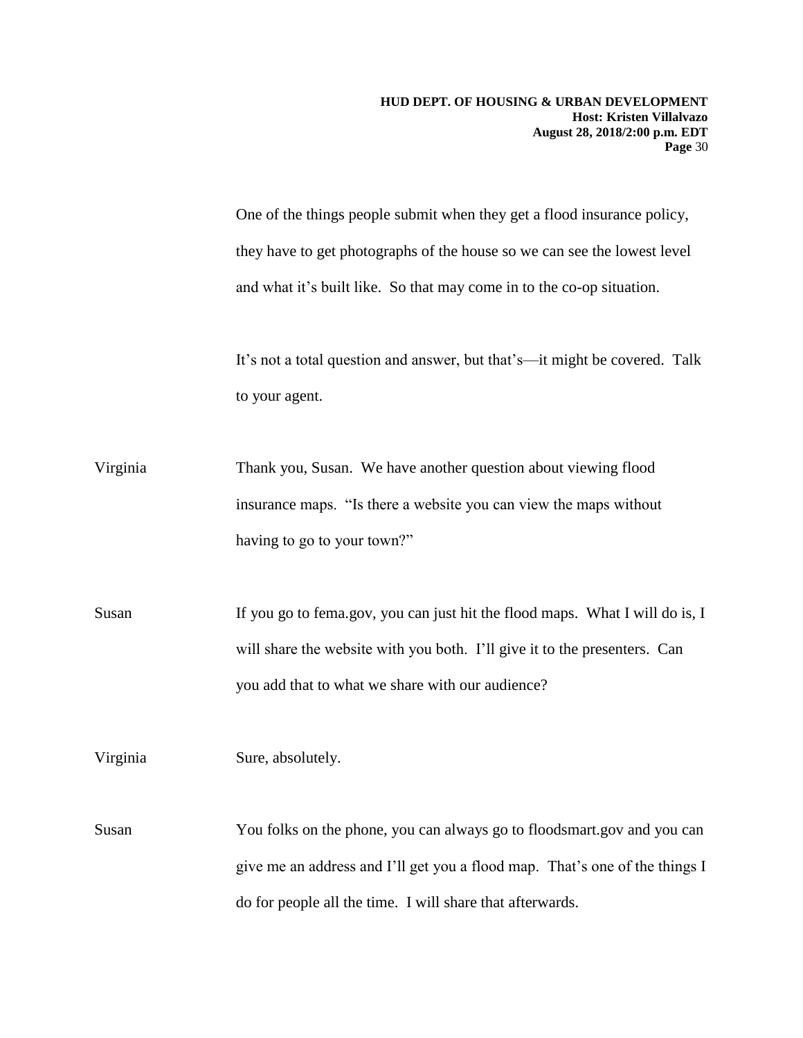One of the things people submit when they get a flood insurance policy, they have to get photographs of the house so we can see the lowest level and what it's built like. So that may come in to the co-op situation.

It's not a total question and answer, but that's—it might be covered. Talk to your agent.

Virginia Thank you, Susan. We have another question about viewing flood insurance maps. "Is there a website you can view the maps without having to go to your town?"

Susan If you go to fema.gov, you can just hit the flood maps. What I will do is, I will share the website with you both. I'll give it to the presenters. Can you add that to what we share with our audience?

Virginia Sure, absolutely.

Susan You folks on the phone, you can always go to floodsmart.gov and you can give me an address and I'll get you a flood map. That's one of the things I do for people all the time. I will share that afterwards.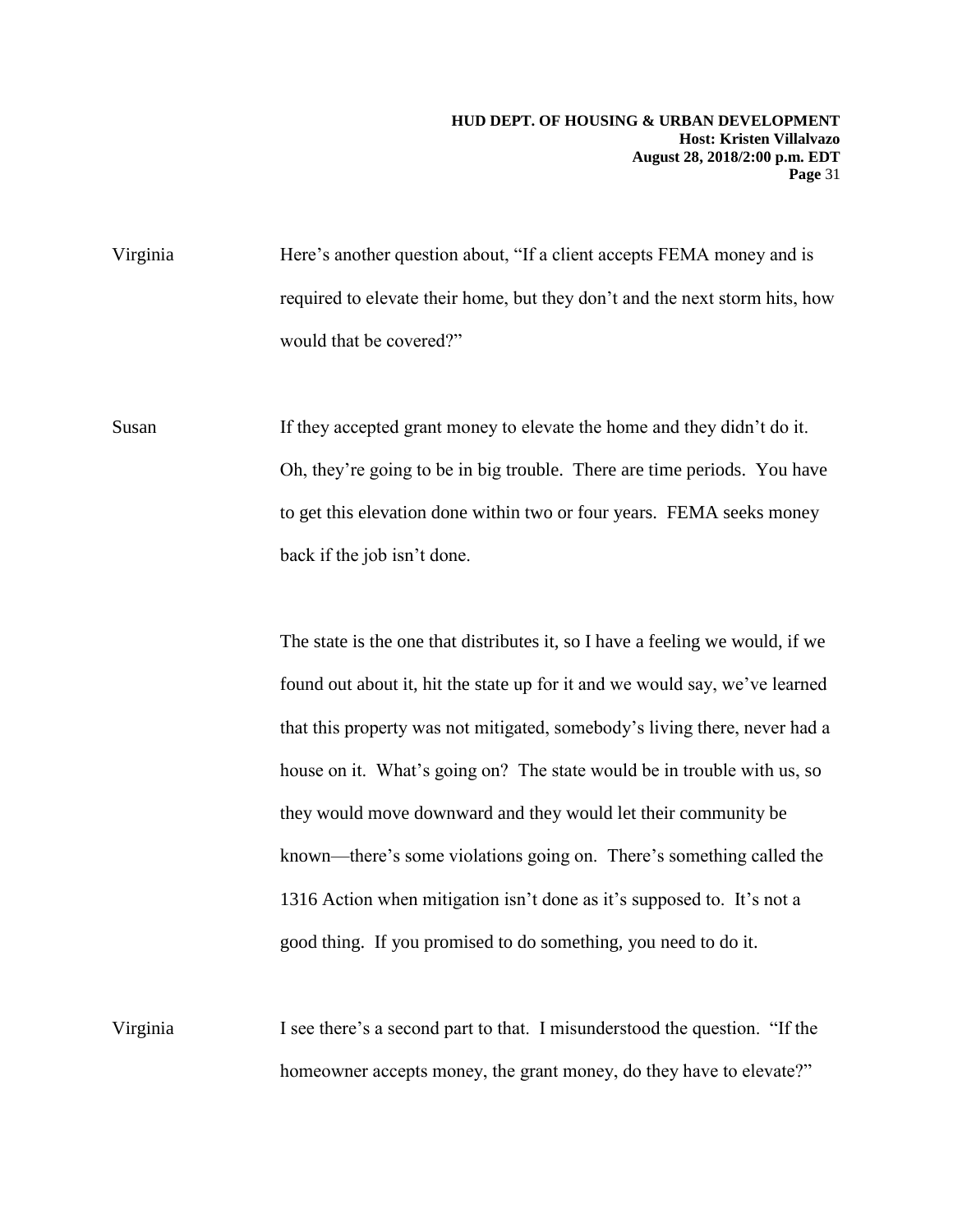Virginia Here's another question about, "If a client accepts FEMA money and is required to elevate their home, but they don't and the next storm hits, how would that be covered?"

Susan If they accepted grant money to elevate the home and they didn't do it. Oh, they're going to be in big trouble. There are time periods. You have to get this elevation done within two or four years. FEMA seeks money back if the job isn't done.

The state is the one that distributes it, so I have a feeling we would, if we found out about it, hit the state up for it and we would say, we've learned that this property was not mitigated, somebody's living there, never had a house on it. What's going on? The state would be in trouble with us, so they would move downward and they would let their community be known—there's some violations going on. There's something called the 1316 Action when mitigation isn't done as it's supposed to. It's not a good thing. If you promised to do something, you need to do it.

Virginia I see there's a second part to that. I misunderstood the question. "If the homeowner accepts money, the grant money, do they have to elevate?"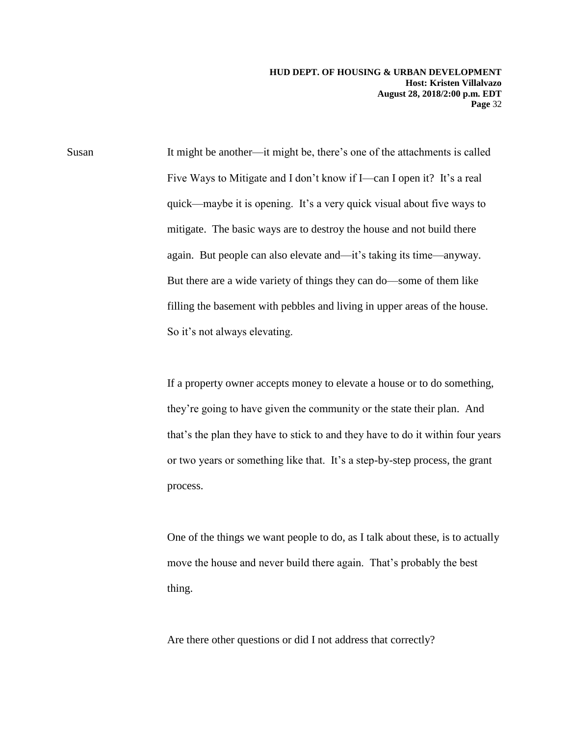Susan It might be another—it might be, there's one of the attachments is called Five Ways to Mitigate and I don't know if I—can I open it? It's a real quick—maybe it is opening. It's a very quick visual about five ways to mitigate. The basic ways are to destroy the house and not build there again. But people can also elevate and—it's taking its time—anyway. But there are a wide variety of things they can do—some of them like filling the basement with pebbles and living in upper areas of the house. So it's not always elevating.

If a property owner accepts money to elevate a house or to do something, they're going to have given the community or the state their plan. And that's the plan they have to stick to and they have to do it within four years or two years or something like that. It's a step-by-step process, the grant process.

One of the things we want people to do, as I talk about these, is to actually move the house and never build there again. That's probably the best thing.

Are there other questions or did I not address that correctly?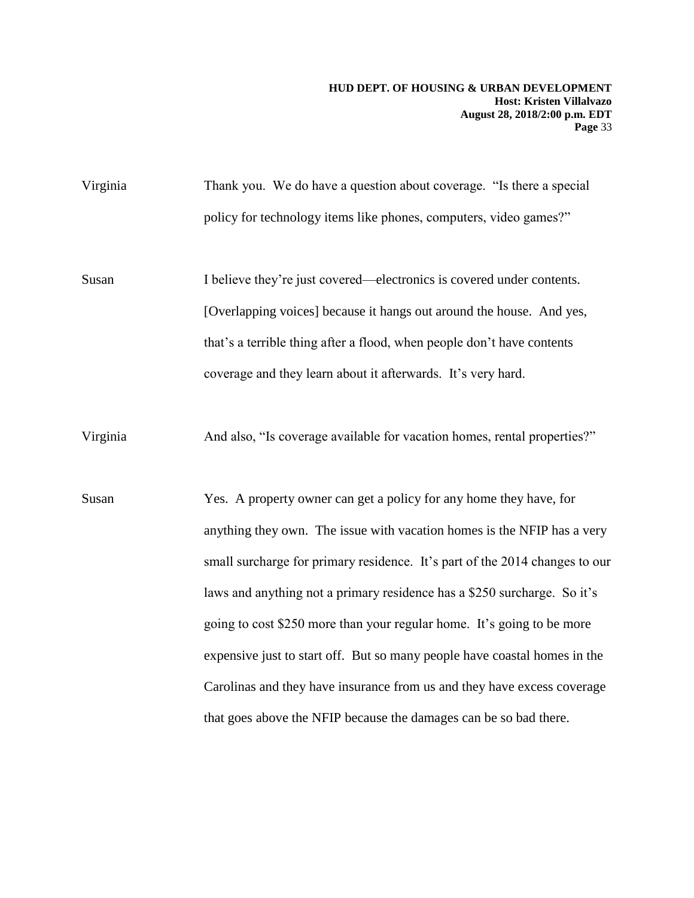Virginia Thank you. We do have a question about coverage. "Is there a special policy for technology items like phones, computers, video games?"

Susan I believe they're just covered—electronics is covered under contents. [Overlapping voices] because it hangs out around the house. And yes, that's a terrible thing after a flood, when people don't have contents coverage and they learn about it afterwards. It's very hard.

Virginia And also, "Is coverage available for vacation homes, rental properties?"

Susan Yes. A property owner can get a policy for any home they have, for anything they own. The issue with vacation homes is the NFIP has a very small surcharge for primary residence. It's part of the 2014 changes to our laws and anything not a primary residence has a $250 surcharge. So it's going to cost $250 more than your regular home. It's going to be more expensive just to start off. But so many people have coastal homes in the Carolinas and they have insurance from us and they have excess coverage that goes above the NFIP because the damages can be so bad there.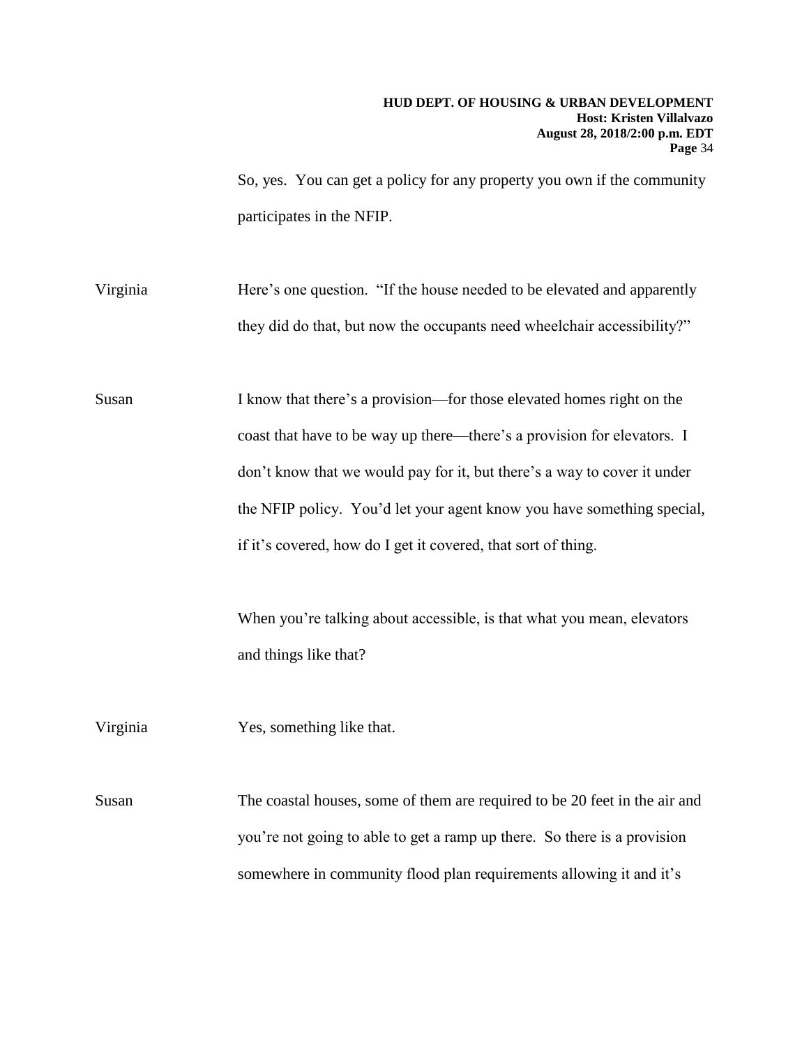So, yes. You can get a policy for any property you own if the community participates in the NFIP.

Virginia Here's one question. "If the house needed to be elevated and apparently they did do that, but now the occupants need wheelchair accessibility?"

Susan I know that there's a provision—for those elevated homes right on the coast that have to be way up there—there's a provision for elevators. I don't know that we would pay for it, but there's a way to cover it under the NFIP policy. You'd let your agent know you have something special, if it's covered, how do I get it covered, that sort of thing.

When you're talking about accessible, is that what you mean, elevators and things like that?

Virginia Yes, something like that.

Susan The coastal houses, some of them are required to be 20 feet in the air and you're not going to able to get a ramp up there. So there is a provision somewhere in community flood plan requirements allowing it and it's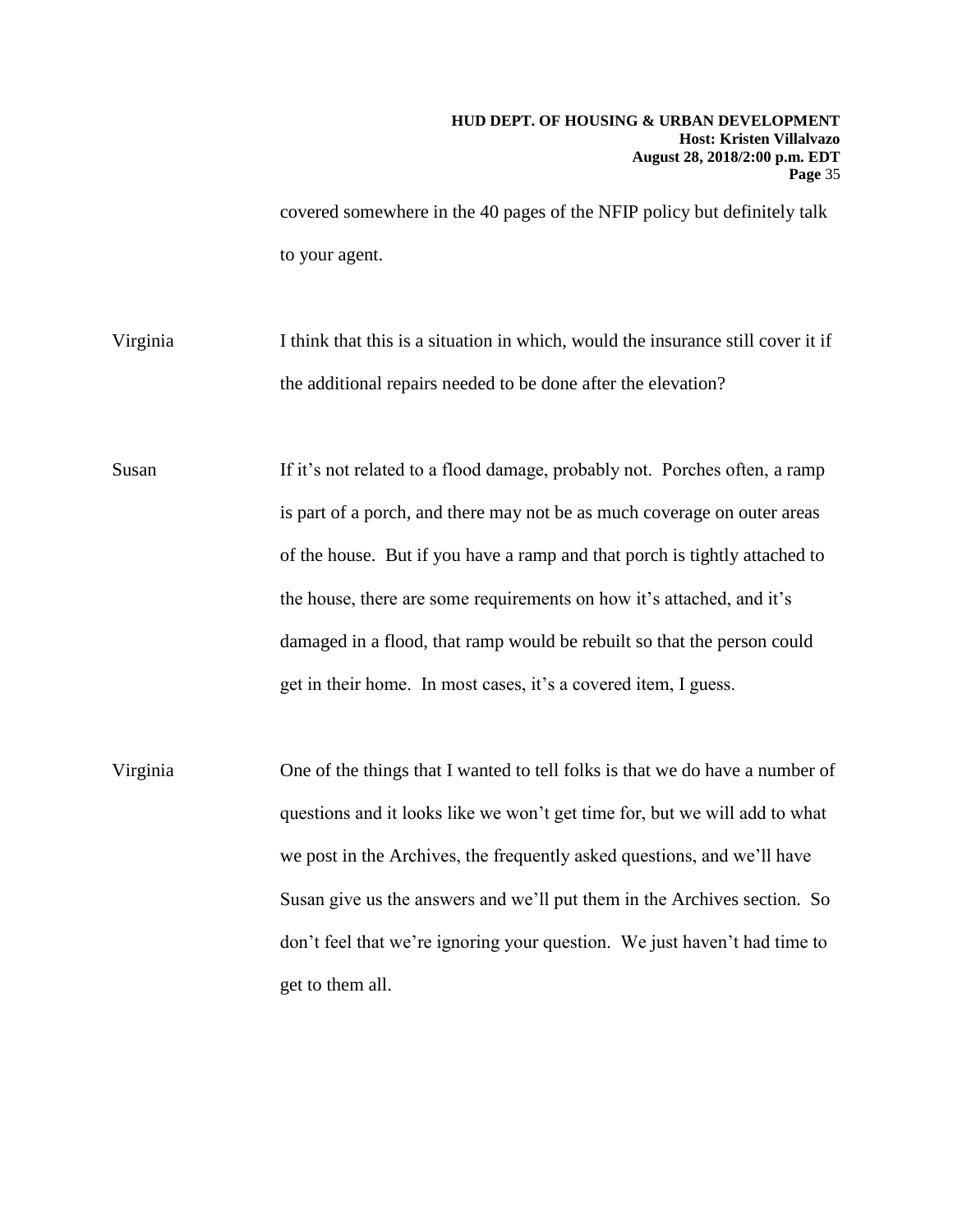covered somewhere in the 40 pages of the NFIP policy but definitely talk to your agent.

Virginia I think that this is a situation in which, would the insurance still cover it if the additional repairs needed to be done after the elevation?

Susan If it's not related to a flood damage, probably not. Porches often, a ramp is part of a porch, and there may not be as much coverage on outer areas of the house. But if you have a ramp and that porch is tightly attached to the house, there are some requirements on how it's attached, and it's damaged in a flood, that ramp would be rebuilt so that the person could get in their home. In most cases, it's a covered item, I guess.

Virginia One of the things that I wanted to tell folks is that we do have a number of questions and it looks like we won't get time for, but we will add to what we post in the Archives, the frequently asked questions, and we'll have Susan give us the answers and we'll put them in the Archives section. So don't feel that we're ignoring your question. We just haven't had time to get to them all.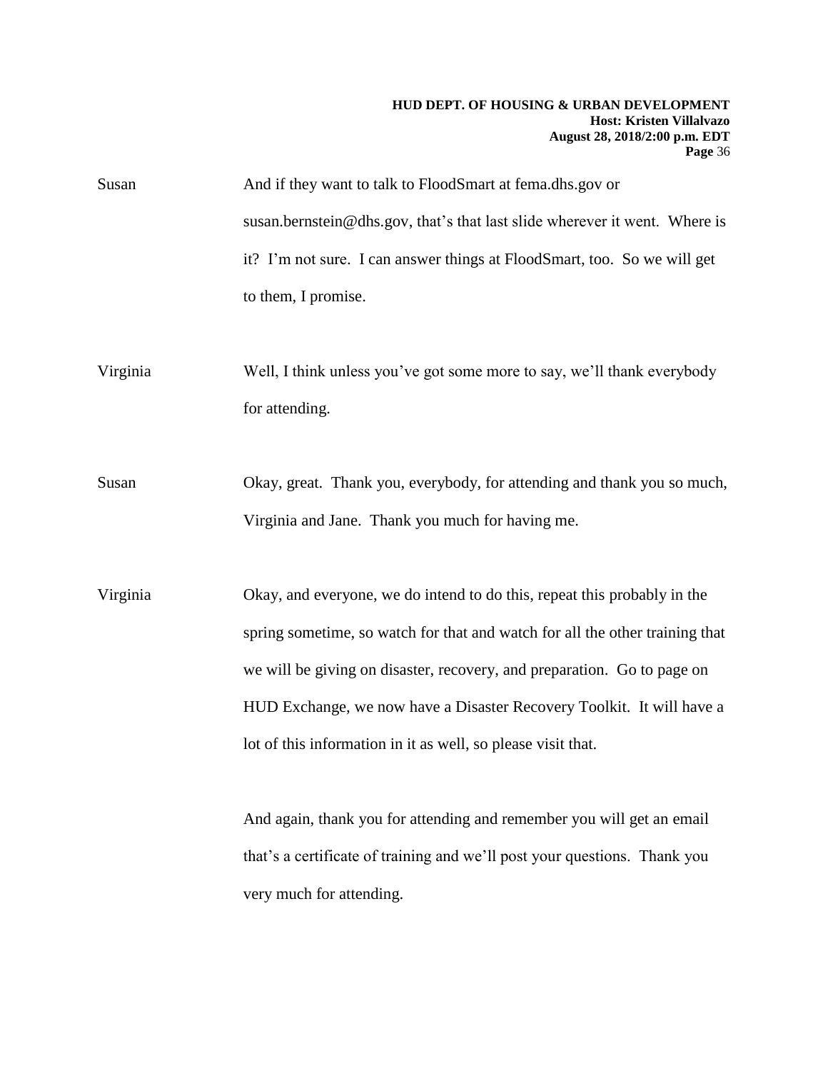Susan And if they want to talk to FloodSmart at fema.dhs.gov or susan.bernstein@dhs.gov, that's that last slide wherever it went. Where is it? I'm not sure. I can answer things at FloodSmart, too. So we will get to them, I promise.

Virginia Well, I think unless you've got some more to say, we'll thank everybody for attending.

Susan Okay, great. Thank you, everybody, for attending and thank you so much, Virginia and Jane. Thank you much for having me.

Virginia Okay, and everyone, we do intend to do this, repeat this probably in the spring sometime, so watch for that and watch for all the other training that we will be giving on disaster, recovery, and preparation. Go to page on HUD Exchange, we now have a Disaster Recovery Toolkit. It will have a lot of this information in it as well, so please visit that.

And again, thank you for attending and remember you will get an email that's a certificate of training and we'll post your questions. Thank you very much for attending.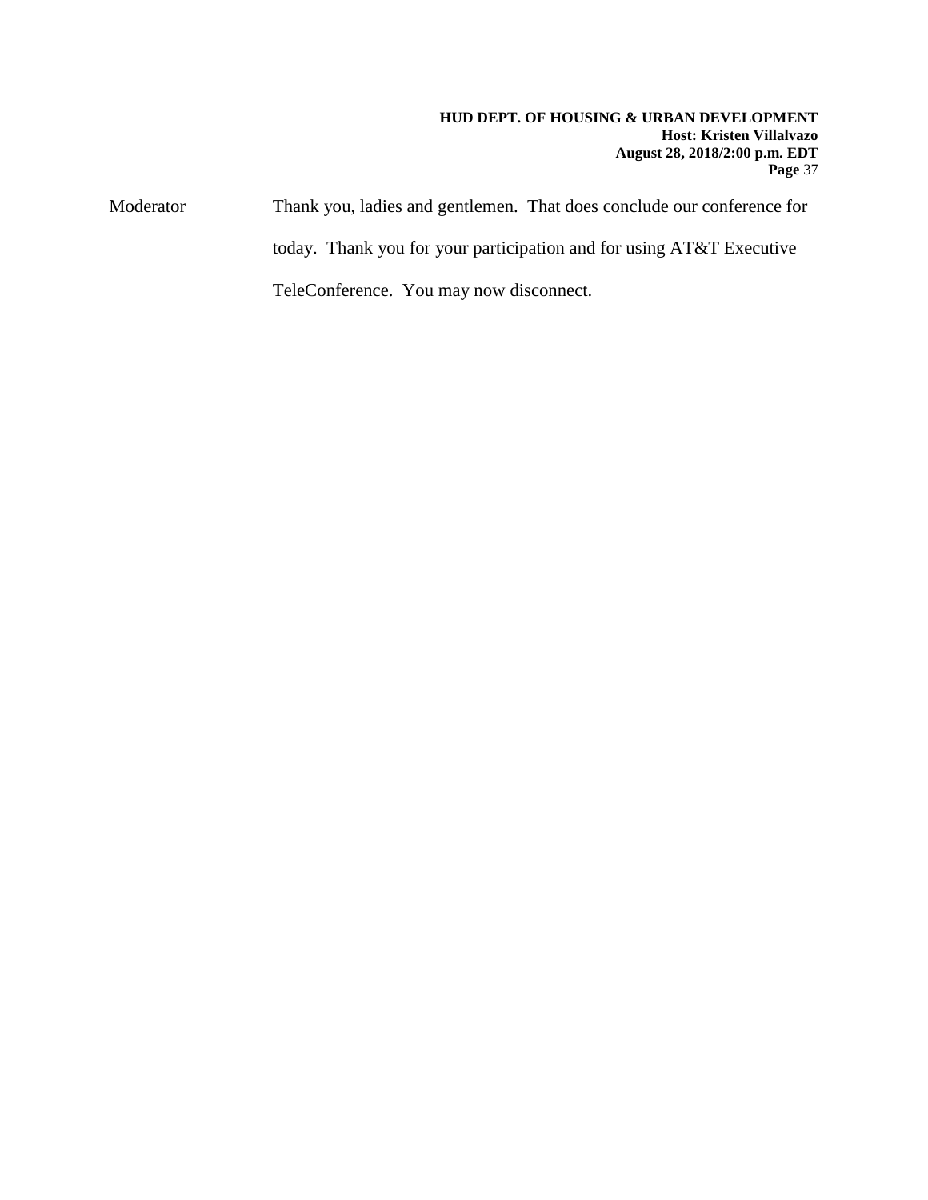Moderator Thank you, ladies and gentlemen. That does conclude our conference for today. Thank you for your participation and for using AT&T Executive TeleConference. You may now disconnect.